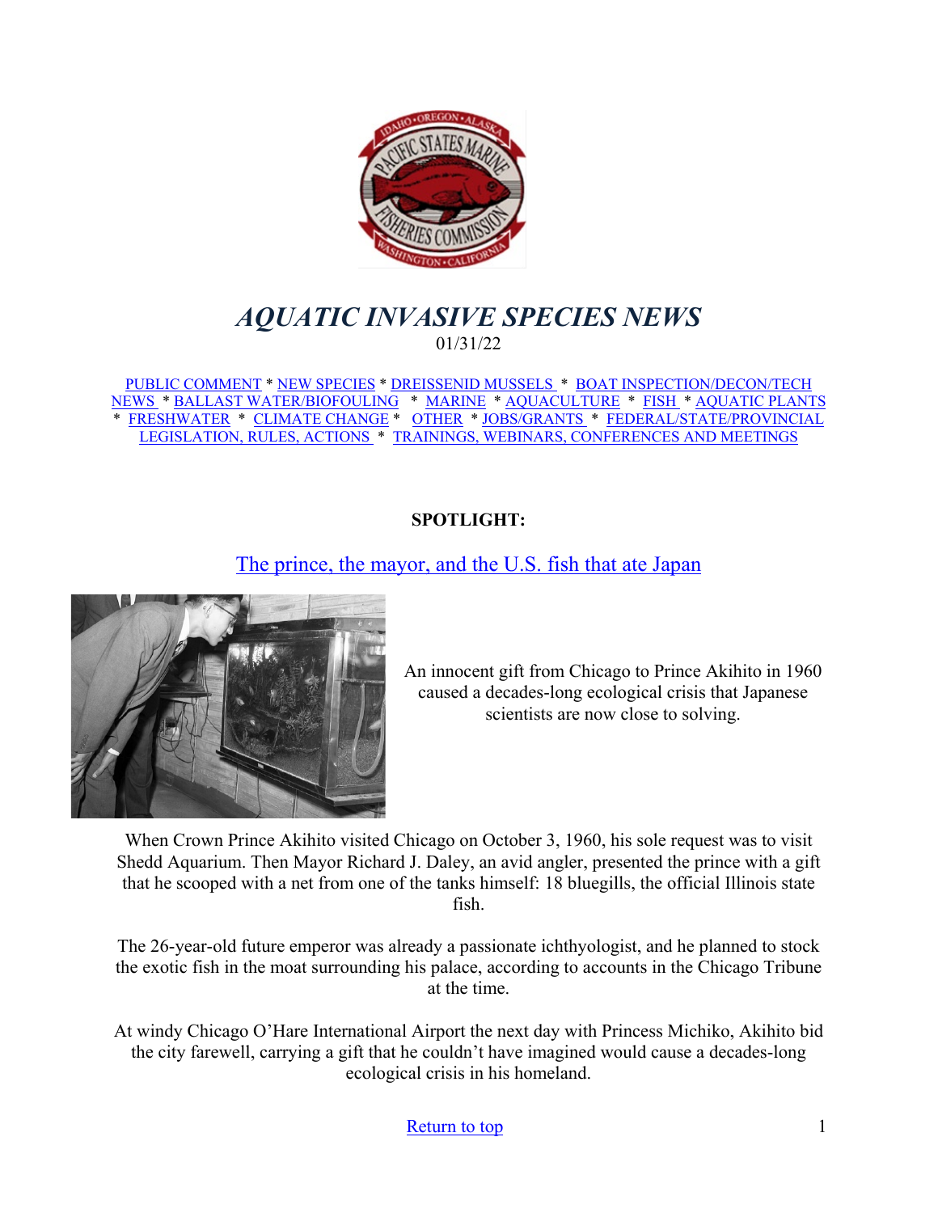# *AQUATIC INVASIVE SPECIES NEWS*

01/31/22

PUBLIC COMMENT * NEW SPECIES * DREISSENID MUSSELS * BOAT INSPECTION/DECON/TECH NEWS * BALLAST WATER/BIOFOULING * MARINE * AQUACULTURE * FISH * AQUATIC PLANTS * FRESHWATER * CLIMATE CHANGE * OTHER * JOBS/GRANTS * FEDERAL/STATE/PROVINCIAL LEGISLATION, RULES, ACTIONS * TRAININGS, WEBINARS, CONFERENCES AND MEETINGS

**SPOTLIGHT:**

## The prince, the mayor, and the U.S. fish that ate Japan

An innocent gift from Chicago to Prince Akihito in 1960 caused a decades-long ecological crisis that Japanese scientists are now close to solving.

When Crown Prince Akihito visited Chicago on October 3, 1960, his sole request was to visit Shedd Aquarium. Then Mayor Richard J. Daley, an avid angler, presented the prince with a gift that he scooped with a net from one of the tanks himself: 18 bluegills, the official Illinois state fish.

The 26-year-old future emperor was already a passionate ichthyologist, and he planned to stock the exotic fish in the moat surrounding his palace, according to accounts in the Chicago Tribune at the time.

At windy Chicago O'Hare International Airport the next day with Princess Michiko, Akihito bid the city farewell, carrying a gift that he couldn't have imagined would cause a decades-long ecological crisis in his homeland.

Return to top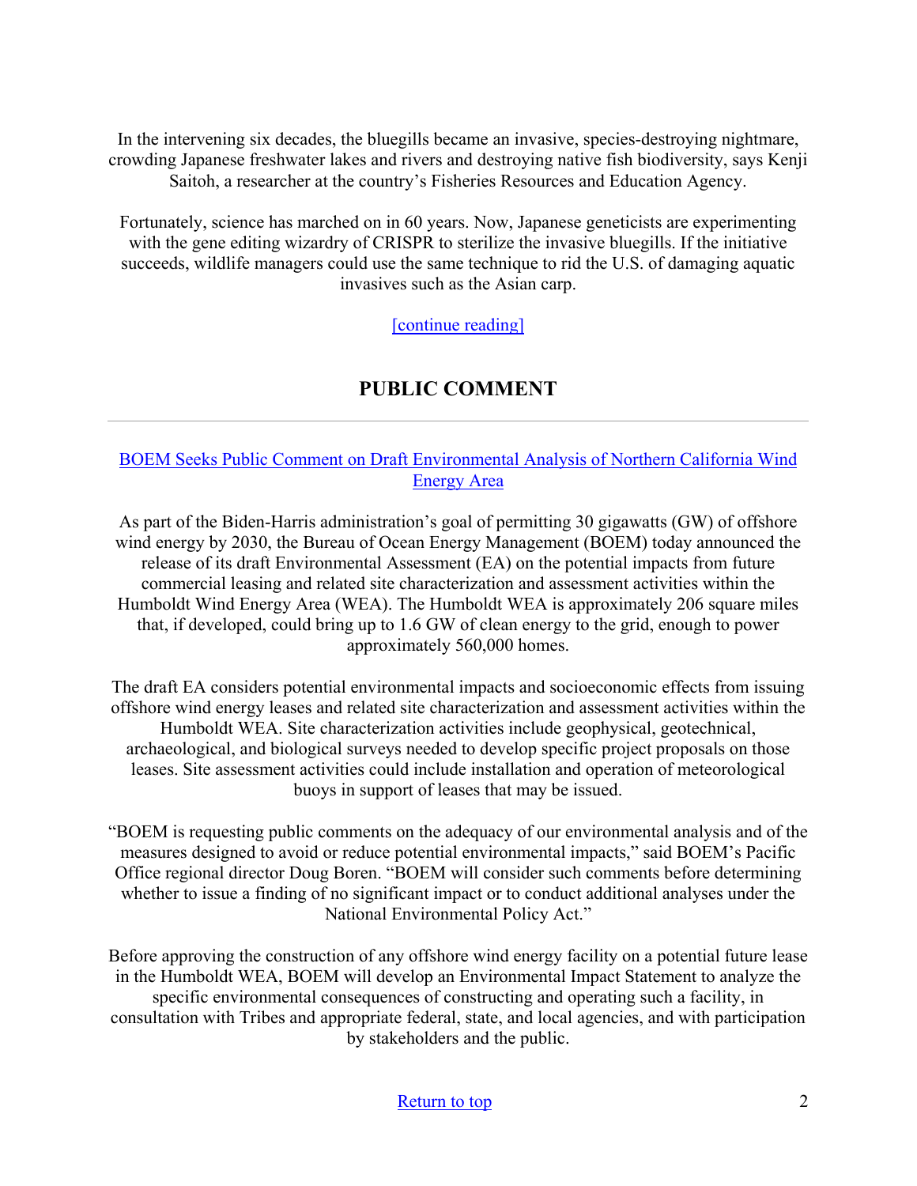In the intervening six decades, the bluegills became an invasive, species-destroying nightmare, crowding Japanese freshwater lakes and rivers and destroying native fish biodiversity, says Kenji Saitoh, a researcher at the country's Fisheries Resources and Education Agency.

Fortunately, science has marched on in 60 years. Now, Japanese geneticists are experimenting with the gene editing wizardry of CRISPR to sterilize the invasive bluegills. If the initiative succeeds, wildlife managers could use the same technique to rid the U.S. of damaging aquatic invasives such as the Asian carp.

[continue reading]

## PUBLIC COMMENT

---

### BOEM Seeks Public Comment on Draft Environmental Analysis of Northern California Wind Energy Area

As part of the Biden-Harris administration's goal of permitting 30 gigawatts (GW) of offshore wind energy by 2030, the Bureau of Ocean Energy Management (BOEM) today announced the release of its draft Environmental Assessment (EA) on the potential impacts from future commercial leasing and related site characterization and assessment activities within the Humboldt Wind Energy Area (WEA). The Humboldt WEA is approximately 206 square miles that, if developed, could bring up to 1.6 GW of clean energy to the grid, enough to power approximately 560,000 homes.

The draft EA considers potential environmental impacts and socioeconomic effects from issuing offshore wind energy leases and related site characterization and assessment activities within the Humboldt WEA. Site characterization activities include geophysical, geotechnical, archaeological, and biological surveys needed to develop specific project proposals on those leases. Site assessment activities could include installation and operation of meteorological buoys in support of leases that may be issued.

"BOEM is requesting public comments on the adequacy of our environmental analysis and of the measures designed to avoid or reduce potential environmental impacts," said BOEM's Pacific Office regional director Doug Boren. "BOEM will consider such comments before determining whether to issue a finding of no significant impact or to conduct additional analyses under the National Environmental Policy Act."

Before approving the construction of any offshore wind energy facility on a potential future lease in the Humboldt WEA, BOEM will develop an Environmental Impact Statement to analyze the specific environmental consequences of constructing and operating such a facility, in consultation with Tribes and appropriate federal, state, and local agencies, and with participation by stakeholders and the public.

Return to top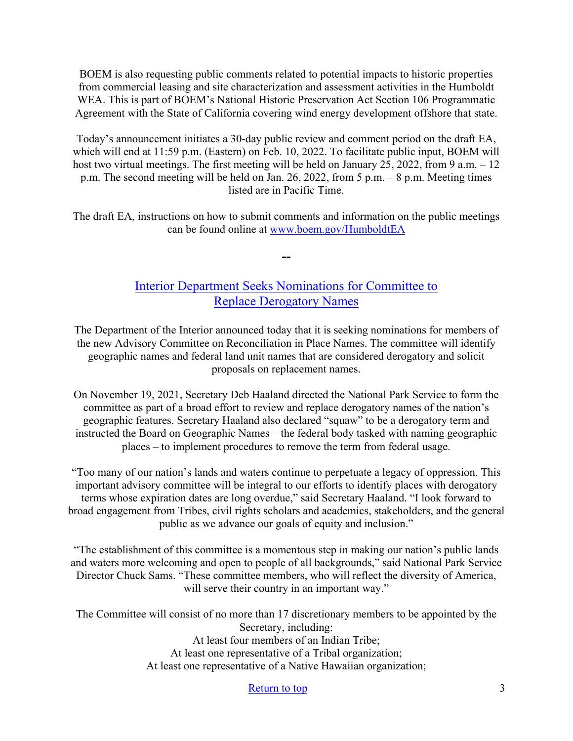BOEM is also requesting public comments related to potential impacts to historic properties from commercial leasing and site characterization and assessment activities in the Humboldt WEA. This is part of BOEM's National Historic Preservation Act Section 106 Programmatic Agreement with the State of California covering wind energy development offshore that state.

Today's announcement initiates a 30-day public review and comment period on the draft EA, which will end at 11:59 p.m. (Eastern) on Feb. 10, 2022. To facilitate public input, BOEM will host two virtual meetings. The first meeting will be held on January 25, 2022, from 9 a.m. – 12 p.m. The second meeting will be held on Jan. 26, 2022, from 5 p.m. – 8 p.m. Meeting times listed are in Pacific Time.

The draft EA, instructions on how to submit comments and information on the public meetings can be found online at www.boem.gov/HumboldtEA

--

## Interior Department Seeks Nominations for Committee to Replace Derogatory Names

The Department of the Interior announced today that it is seeking nominations for members of the new Advisory Committee on Reconciliation in Place Names. The committee will identify geographic names and federal land unit names that are considered derogatory and solicit proposals on replacement names.

On November 19, 2021, Secretary Deb Haaland directed the National Park Service to form the committee as part of a broad effort to review and replace derogatory names of the nation's geographic features. Secretary Haaland also declared "squaw" to be a derogatory term and instructed the Board on Geographic Names – the federal body tasked with naming geographic places – to implement procedures to remove the term from federal usage.

"Too many of our nation's lands and waters continue to perpetuate a legacy of oppression. This important advisory committee will be integral to our efforts to identify places with derogatory terms whose expiration dates are long overdue," said Secretary Haaland. "I look forward to broad engagement from Tribes, civil rights scholars and academics, stakeholders, and the general public as we advance our goals of equity and inclusion."

"The establishment of this committee is a momentous step in making our nation's public lands and waters more welcoming and open to people of all backgrounds," said National Park Service Director Chuck Sams. "These committee members, who will reflect the diversity of America, will serve their country in an important way."

The Committee will consist of no more than 17 discretionary members to be appointed by the Secretary, including:

At least four members of an Indian Tribe;
At least one representative of a Tribal organization;
At least one representative of a Native Hawaiian organization;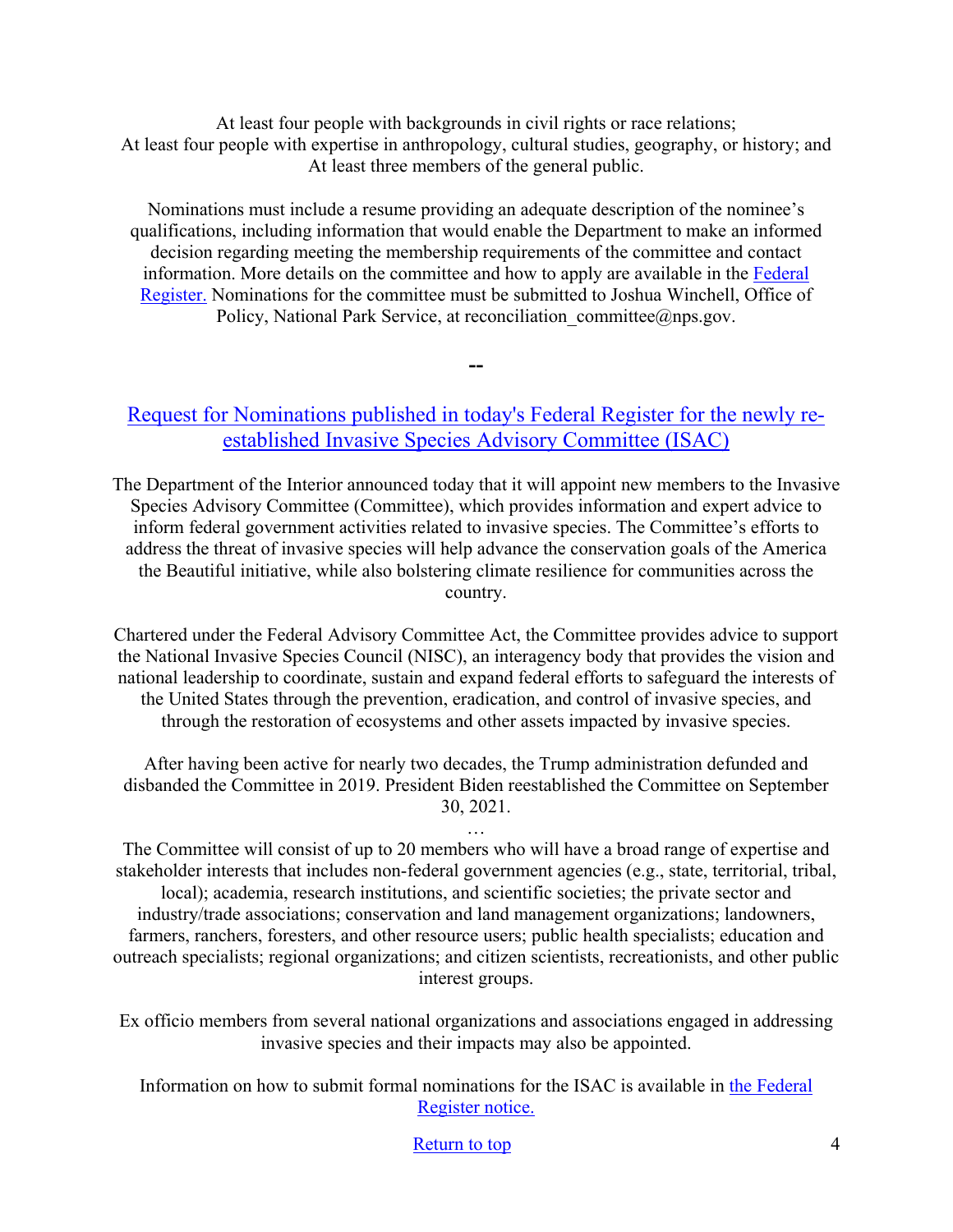At least four people with backgrounds in civil rights or race relations;
At least four people with expertise in anthropology, cultural studies, geography, or history; and
At least three members of the general public.

Nominations must include a resume providing an adequate description of the nominee's qualifications, including information that would enable the Department to make an informed decision regarding meeting the membership requirements of the committee and contact information. More details on the committee and how to apply are available in the Federal Register. Nominations for the committee must be submitted to Joshua Winchell, Office of Policy, National Park Service, at reconciliation_committee@nps.gov.

--

## Request for Nominations published in today's Federal Register for the newly re-established Invasive Species Advisory Committee (ISAC)

The Department of the Interior announced today that it will appoint new members to the Invasive Species Advisory Committee (Committee), which provides information and expert advice to inform federal government activities related to invasive species. The Committee's efforts to address the threat of invasive species will help advance the conservation goals of the America the Beautiful initiative, while also bolstering climate resilience for communities across the country.

Chartered under the Federal Advisory Committee Act, the Committee provides advice to support the National Invasive Species Council (NISC), an interagency body that provides the vision and national leadership to coordinate, sustain and expand federal efforts to safeguard the interests of the United States through the prevention, eradication, and control of invasive species, and through the restoration of ecosystems and other assets impacted by invasive species.

After having been active for nearly two decades, the Trump administration defunded and disbanded the Committee in 2019. President Biden reestablished the Committee on September 30, 2021.

…

The Committee will consist of up to 20 members who will have a broad range of expertise and stakeholder interests that includes non-federal government agencies (e.g., state, territorial, tribal, local); academia, research institutions, and scientific societies; the private sector and industry/trade associations; conservation and land management organizations; landowners, farmers, ranchers, foresters, and other resource users; public health specialists; education and outreach specialists; regional organizations; and citizen scientists, recreationists, and other public interest groups.

Ex officio members from several national organizations and associations engaged in addressing invasive species and their impacts may also be appointed.

Information on how to submit formal nominations for the ISAC is available in the Federal Register notice.

Return to top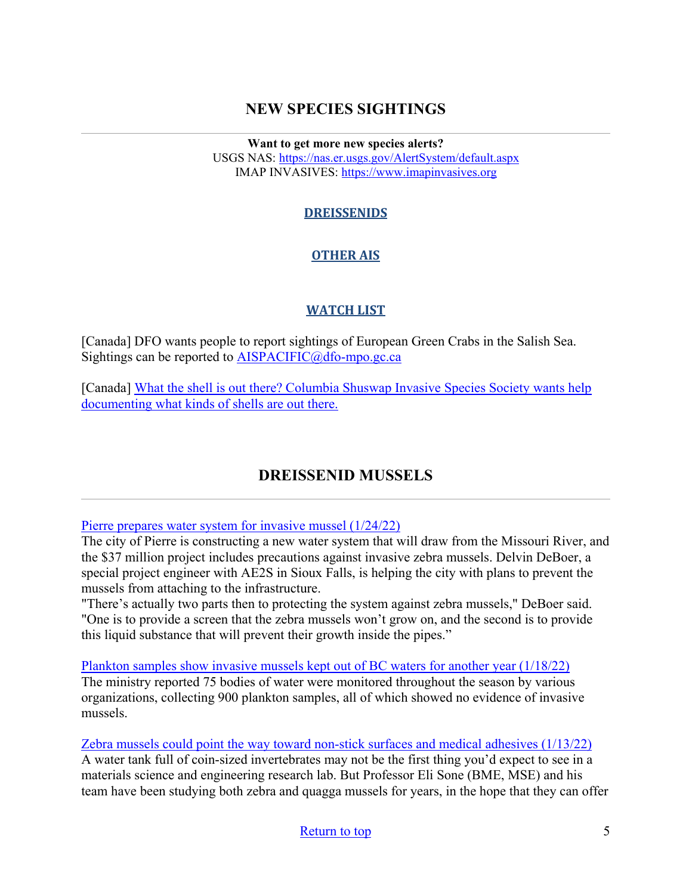## NEW SPECIES SIGHTINGS

**Want to get more new species alerts?**
USGS NAS: https://nas.er.usgs.gov/AlertSystem/default.aspx
IMAP INVASIVES: https://www.imapinvasives.org

**DREISSENIDS**

**OTHER AIS**

**WATCH LIST**

[Canada] DFO wants people to report sightings of European Green Crabs in the Salish Sea. Sightings can be reported to AISPACIFIC@dfo-mpo.gc.ca

[Canada] What the shell is out there? Columbia Shuswap Invasive Species Society wants help documenting what kinds of shells are out there.

## DREISSENID MUSSELS

Pierre prepares water system for invasive mussel (1/24/22)
The city of Pierre is constructing a new water system that will draw from the Missouri River, and the $37 million project includes precautions against invasive zebra mussels. Delvin DeBoer, a special project engineer with AE2S in Sioux Falls, is helping the city with plans to prevent the mussels from attaching to the infrastructure.
"There's actually two parts then to protecting the system against zebra mussels," DeBoer said. "One is to provide a screen that the zebra mussels won't grow on, and the second is to provide this liquid substance that will prevent their growth inside the pipes."

Plankton samples show invasive mussels kept out of BC waters for another year (1/18/22)
The ministry reported 75 bodies of water were monitored throughout the season by various organizations, collecting 900 plankton samples, all of which showed no evidence of invasive mussels.

Zebra mussels could point the way toward non-stick surfaces and medical adhesives (1/13/22)
A water tank full of coin-sized invertebrates may not be the first thing you'd expect to see in a materials science and engineering research lab. But Professor Eli Sone (BME, MSE) and his team have been studying both zebra and quagga mussels for years, in the hope that they can offer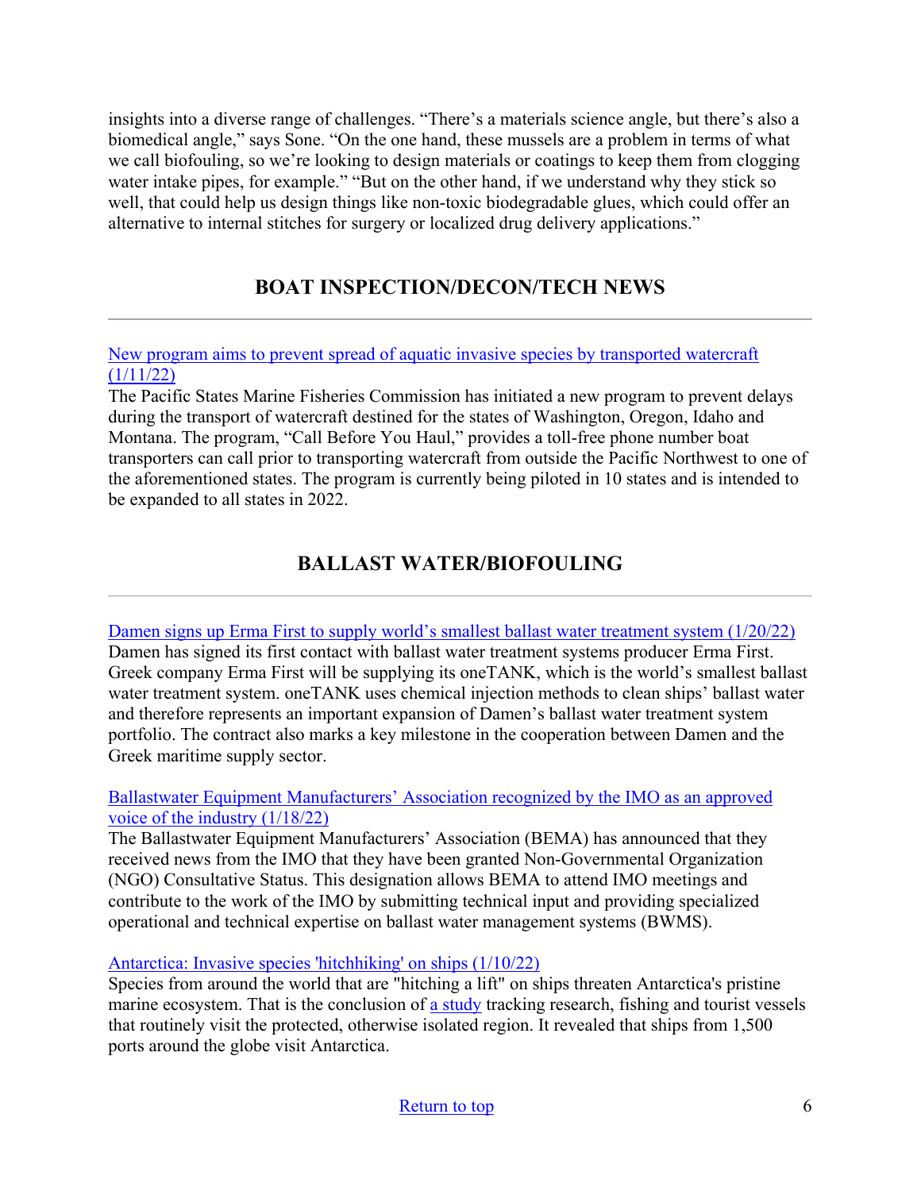insights into a diverse range of challenges. “There’s a materials science angle, but there’s also a biomedical angle,” says Sone. “On the one hand, these mussels are a problem in terms of what we call biofouling, so we’re looking to design materials or coatings to keep them from clogging water intake pipes, for example.” “But on the other hand, if we understand why they stick so well, that could help us design things like non-toxic biodegradable glues, which could offer an alternative to internal stitches for surgery or localized drug delivery applications.”

## BOAT INSPECTION/DECON/TECH NEWS

New program aims to prevent spread of aquatic invasive species by transported watercraft (1/11/22)
The Pacific States Marine Fisheries Commission has initiated a new program to prevent delays during the transport of watercraft destined for the states of Washington, Oregon, Idaho and Montana. The program, “Call Before You Haul,” provides a toll-free phone number boat transporters can call prior to transporting watercraft from outside the Pacific Northwest to one of the aforementioned states. The program is currently being piloted in 10 states and is intended to be expanded to all states in 2022.

## BALLAST WATER/BIOFOULING

Damen signs up Erma First to supply world’s smallest ballast water treatment system (1/20/22)
Damen has signed its first contact with ballast water treatment systems producer Erma First. Greek company Erma First will be supplying its oneTANK, which is the world’s smallest ballast water treatment system. oneTANK uses chemical injection methods to clean ships’ ballast water and therefore represents an important expansion of Damen’s ballast water treatment system portfolio. The contract also marks a key milestone in the cooperation between Damen and the Greek maritime supply sector.

Ballastwater Equipment Manufacturers’ Association recognized by the IMO as an approved voice of the industry (1/18/22)
The Ballastwater Equipment Manufacturers’ Association (BEMA) has announced that they received news from the IMO that they have been granted Non-Governmental Organization (NGO) Consultative Status. This designation allows BEMA to attend IMO meetings and contribute to the work of the IMO by submitting technical input and providing specialized operational and technical expertise on ballast water management systems (BWMS).

Antarctica: Invasive species 'hitchhiking' on ships (1/10/22)
Species from around the world that are "hitching a lift" on ships threaten Antarctica's pristine marine ecosystem. That is the conclusion of a study tracking research, fishing and tourist vessels that routinely visit the protected, otherwise isolated region. It revealed that ships from 1,500 ports around the globe visit Antarctica.

Return to top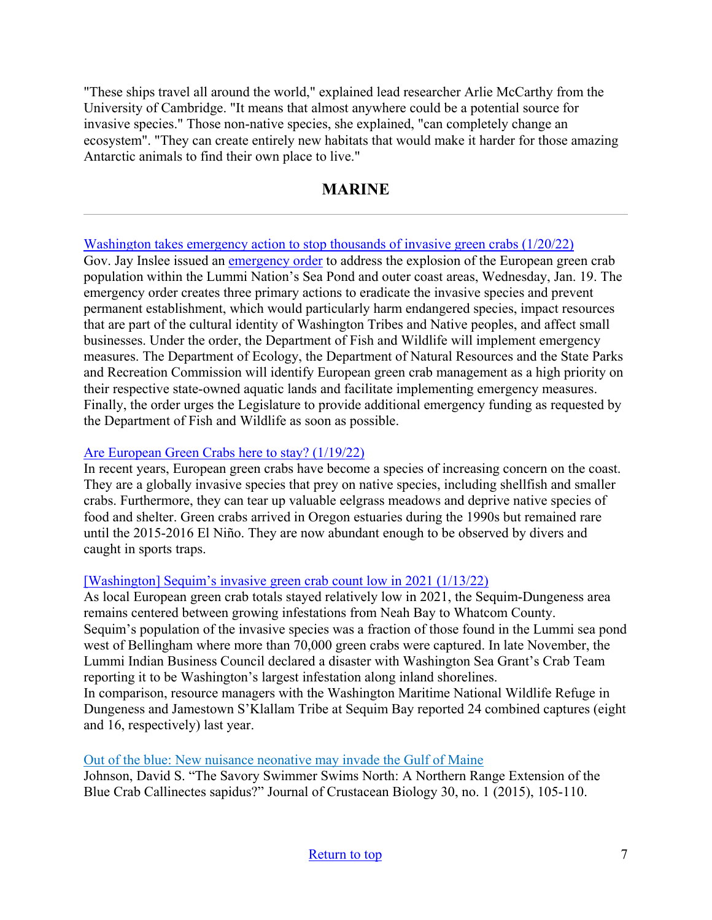"These ships travel all around the world," explained lead researcher Arlie McCarthy from the University of Cambridge. "It means that almost anywhere could be a potential source for invasive species." Those non-native species, she explained, "can completely change an ecosystem". "They can create entirely new habitats that would make it harder for those amazing Antarctic animals to find their own place to live."

## MARINE

---

[Washington takes emergency action to stop thousands of invasive green crabs (1/20/22)]
Gov. Jay Inslee issued an [emergency order] to address the explosion of the European green crab population within the Lummi Nation's Sea Pond and outer coast areas, Wednesday, Jan. 19. The emergency order creates three primary actions to eradicate the invasive species and prevent permanent establishment, which would particularly harm endangered species, impact resources that are part of the cultural identity of Washington Tribes and Native peoples, and affect small businesses. Under the order, the Department of Fish and Wildlife will implement emergency measures. The Department of Ecology, the Department of Natural Resources and the State Parks and Recreation Commission will identify European green crab management as a high priority on their respective state-owned aquatic lands and facilitate implementing emergency measures. Finally, the order urges the Legislature to provide additional emergency funding as requested by the Department of Fish and Wildlife as soon as possible.

[Are European Green Crabs here to stay? (1/19/22)]
In recent years, European green crabs have become a species of increasing concern on the coast. They are a globally invasive species that prey on native species, including shellfish and smaller crabs. Furthermore, they can tear up valuable eelgrass meadows and deprive native species of food and shelter. Green crabs arrived in Oregon estuaries during the 1990s but remained rare until the 2015-2016 El Niño. They are now abundant enough to be observed by divers and caught in sports traps.

[[Washington] Sequim's invasive green crab count low in 2021 (1/13/22)]
As local European green crab totals stayed relatively low in 2021, the Sequim-Dungeness area remains centered between growing infestations from Neah Bay to Whatcom County.
Sequim's population of the invasive species was a fraction of those found in the Lummi sea pond west of Bellingham where more than 70,000 green crabs were captured. In late November, the Lummi Indian Business Council declared a disaster with Washington Sea Grant's Crab Team reporting it to be Washington's largest infestation along inland shorelines.
In comparison, resource managers with the Washington Maritime National Wildlife Refuge in Dungeness and Jamestown S'Klallam Tribe at Sequim Bay reported 24 combined captures (eight and 16, respectively) last year.

[Out of the blue: New nuisance neonative may invade the Gulf of Maine]
Johnson, David S. "The Savory Swimmer Swims North: A Northern Range Extension of the Blue Crab Callinectes sapidus?" Journal of Crustacean Biology 30, no. 1 (2015), 105-110.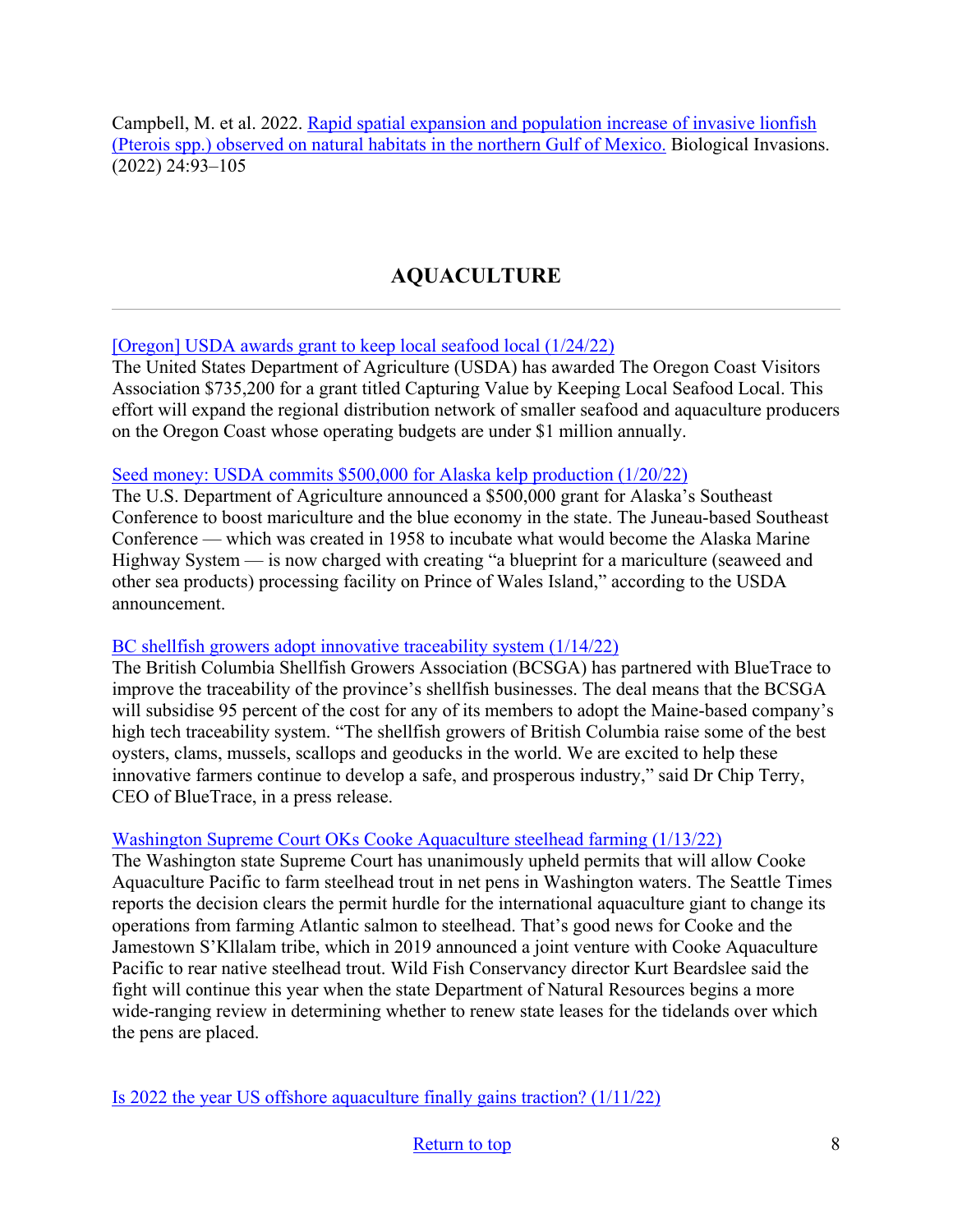Campbell, M. et al. 2022. [Rapid spatial expansion and population increase of invasive lionfish (Pterois spp.) observed on natural habitats in the northern Gulf of Mexico.]() Biological Invasions. (2022) 24:93–105

## AQUACULTURE

---

[[Oregon] USDA awards grant to keep local seafood local (1/24/22)]()
The United States Department of Agriculture (USDA) has awarded The Oregon Coast Visitors Association $735,200 for a grant titled Capturing Value by Keeping Local Seafood Local. This effort will expand the regional distribution network of smaller seafood and aquaculture producers on the Oregon Coast whose operating budgets are under $1 million annually.

[Seed money: USDA commits $500,000 for Alaska kelp production (1/20/22)]()
The U.S. Department of Agriculture announced a $500,000 grant for Alaska's Southeast Conference to boost mariculture and the blue economy in the state. The Juneau-based Southeast Conference — which was created in 1958 to incubate what would become the Alaska Marine Highway System — is now charged with creating "a blueprint for a mariculture (seaweed and other sea products) processing facility on Prince of Wales Island," according to the USDA announcement.

[BC shellfish growers adopt innovative traceability system (1/14/22)]()
The British Columbia Shellfish Growers Association (BCSGA) has partnered with BlueTrace to improve the traceability of the province's shellfish businesses. The deal means that the BCSGA will subsidise 95 percent of the cost for any of its members to adopt the Maine-based company's high tech traceability system. "The shellfish growers of British Columbia raise some of the best oysters, clams, mussels, scallops and geoducks in the world. We are excited to help these innovative farmers continue to develop a safe, and prosperous industry," said Dr Chip Terry, CEO of BlueTrace, in a press release.

[Washington Supreme Court OKs Cooke Aquaculture steelhead farming (1/13/22)]()
The Washington state Supreme Court has unanimously upheld permits that will allow Cooke Aquaculture Pacific to farm steelhead trout in net pens in Washington waters. The Seattle Times reports the decision clears the permit hurdle for the international aquaculture giant to change its operations from farming Atlantic salmon to steelhead. That's good news for Cooke and the Jamestown S'Kllalam tribe, which in 2019 announced a joint venture with Cooke Aquaculture Pacific to rear native steelhead trout. Wild Fish Conservancy director Kurt Beardslee said the fight will continue this year when the state Department of Natural Resources begins a more wide-ranging review in determining whether to renew state leases for the tidelands over which the pens are placed.

[Is 2022 the year US offshore aquaculture finally gains traction? (1/11/22)]()

[Return to top]()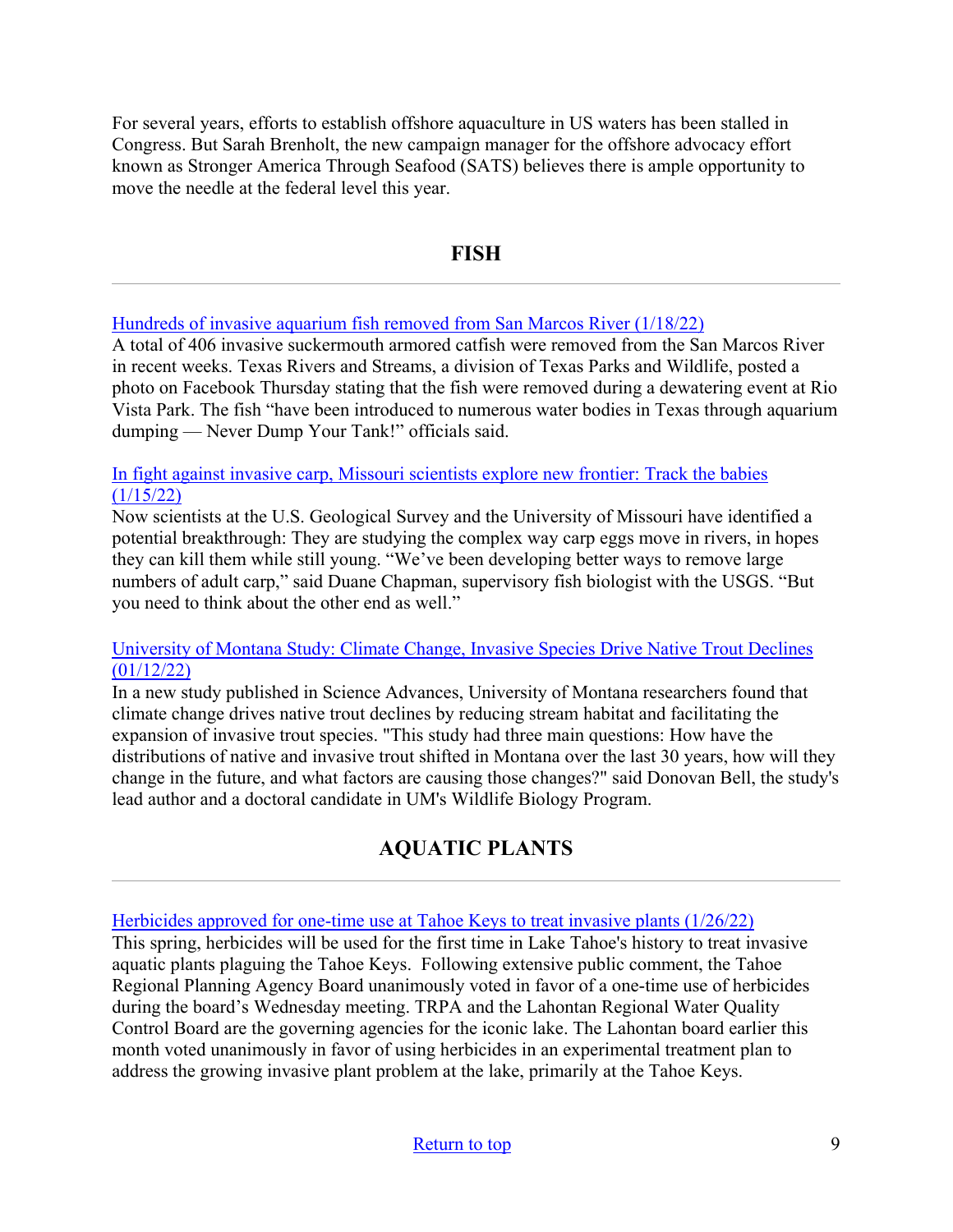For several years, efforts to establish offshore aquaculture in US waters has been stalled in Congress. But Sarah Brenholt, the new campaign manager for the offshore advocacy effort known as Stronger America Through Seafood (SATS) believes there is ample opportunity to move the needle at the federal level this year.

## FISH

---

[Hundreds of invasive aquarium fish removed from San Marcos River (1/18/22)]

A total of 406 invasive suckermouth armored catfish were removed from the San Marcos River in recent weeks. Texas Rivers and Streams, a division of Texas Parks and Wildlife, posted a photo on Facebook Thursday stating that the fish were removed during a dewatering event at Rio Vista Park. The fish "have been introduced to numerous water bodies in Texas through aquarium dumping — Never Dump Your Tank!" officials said.

[In fight against invasive carp, Missouri scientists explore new frontier: Track the babies (1/15/22)]

Now scientists at the U.S. Geological Survey and the University of Missouri have identified a potential breakthrough: They are studying the complex way carp eggs move in rivers, in hopes they can kill them while still young. "We've been developing better ways to remove large numbers of adult carp," said Duane Chapman, supervisory fish biologist with the USGS. "But you need to think about the other end as well."

[University of Montana Study: Climate Change, Invasive Species Drive Native Trout Declines (01/12/22)]

In a new study published in Science Advances, University of Montana researchers found that climate change drives native trout declines by reducing stream habitat and facilitating the expansion of invasive trout species. "This study had three main questions: How have the distributions of native and invasive trout shifted in Montana over the last 30 years, how will they change in the future, and what factors are causing those changes?" said Donovan Bell, the study's lead author and a doctoral candidate in UM's Wildlife Biology Program.

## AQUATIC PLANTS

---

[Herbicides approved for one-time use at Tahoe Keys to treat invasive plants (1/26/22)]

This spring, herbicides will be used for the first time in Lake Tahoe's history to treat invasive aquatic plants plaguing the Tahoe Keys. Following extensive public comment, the Tahoe Regional Planning Agency Board unanimously voted in favor of a one-time use of herbicides during the board's Wednesday meeting. TRPA and the Lahontan Regional Water Quality Control Board are the governing agencies for the iconic lake. The Lahontan board earlier this month voted unanimously in favor of using herbicides in an experimental treatment plan to address the growing invasive plant problem at the lake, primarily at the Tahoe Keys.

Return to top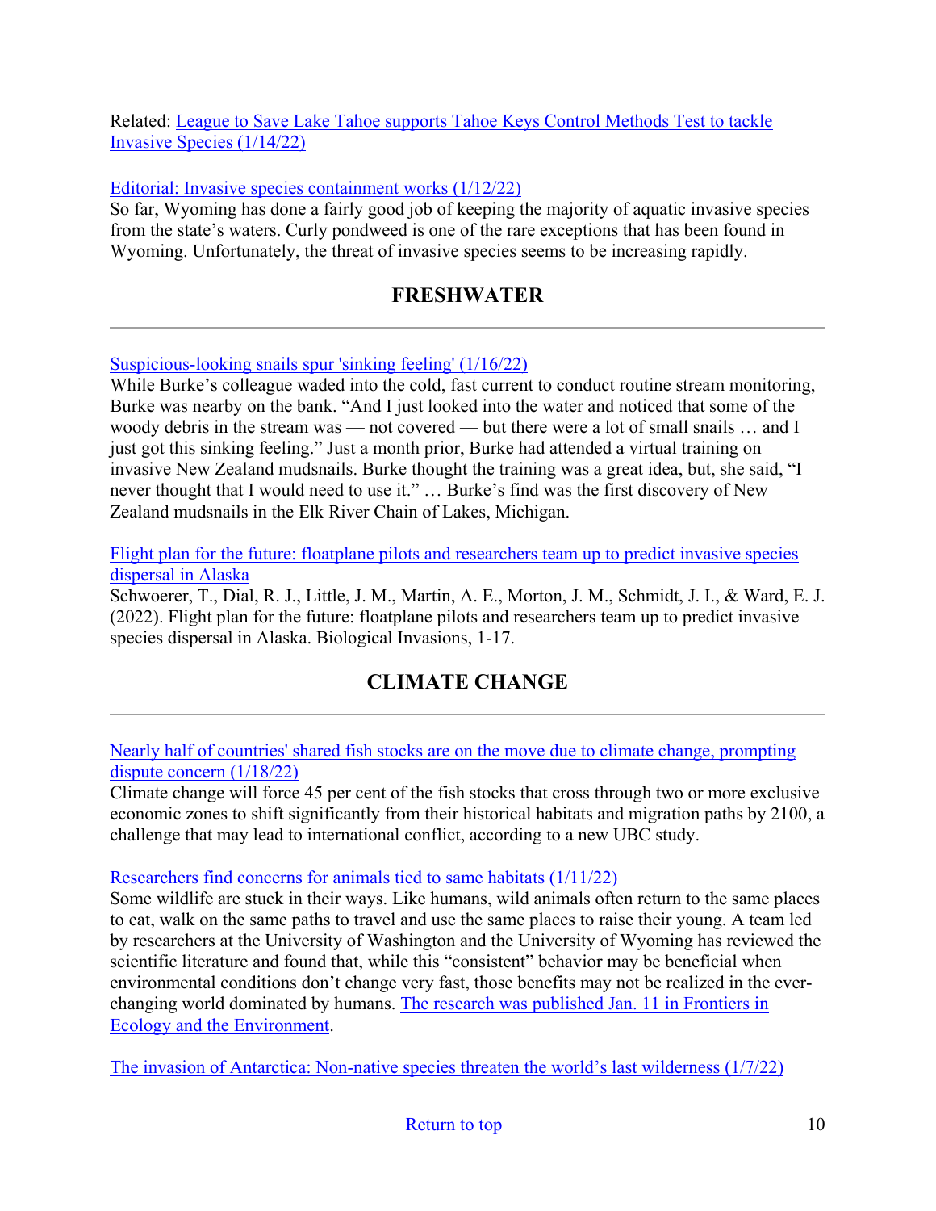Related: [League to Save Lake Tahoe supports Tahoe Keys Control Methods Test to tackle Invasive Species (1/14/22)]()

[Editorial: Invasive species containment works (1/12/22)]()
So far, Wyoming has done a fairly good job of keeping the majority of aquatic invasive species from the state's waters. Curly pondweed is one of the rare exceptions that has been found in Wyoming. Unfortunately, the threat of invasive species seems to be increasing rapidly.

## FRESHWATER

---

[Suspicious-looking snails spur 'sinking feeling' (1/16/22)]()
While Burke's colleague waded into the cold, fast current to conduct routine stream monitoring, Burke was nearby on the bank. "And I just looked into the water and noticed that some of the woody debris in the stream was — not covered — but there were a lot of small snails … and I just got this sinking feeling." Just a month prior, Burke had attended a virtual training on invasive New Zealand mudsnails. Burke thought the training was a great idea, but, she said, "I never thought that I would need to use it." … Burke's find was the first discovery of New Zealand mudsnails in the Elk River Chain of Lakes, Michigan.

[Flight plan for the future: floatplane pilots and researchers team up to predict invasive species dispersal in Alaska]()
Schwoerer, T., Dial, R. J., Little, J. M., Martin, A. E., Morton, J. M., Schmidt, J. I., & Ward, E. J. (2022). Flight plan for the future: floatplane pilots and researchers team up to predict invasive species dispersal in Alaska. Biological Invasions, 1-17.

## CLIMATE CHANGE

---

[Nearly half of countries' shared fish stocks are on the move due to climate change, prompting dispute concern (1/18/22)]()
Climate change will force 45 per cent of the fish stocks that cross through two or more exclusive economic zones to shift significantly from their historical habitats and migration paths by 2100, a challenge that may lead to international conflict, according to a new UBC study.

[Researchers find concerns for animals tied to same habitats (1/11/22)]()
Some wildlife are stuck in their ways. Like humans, wild animals often return to the same places to eat, walk on the same paths to travel and use the same places to raise their young. A team led by researchers at the University of Washington and the University of Wyoming has reviewed the scientific literature and found that, while this "consistent" behavior may be beneficial when environmental conditions don't change very fast, those benefits may not be realized in the ever-changing world dominated by humans. [The research was published Jan. 11 in Frontiers in Ecology and the Environment]().

[The invasion of Antarctica: Non-native species threaten the world's last wilderness (1/7/22)]()

[Return to top]()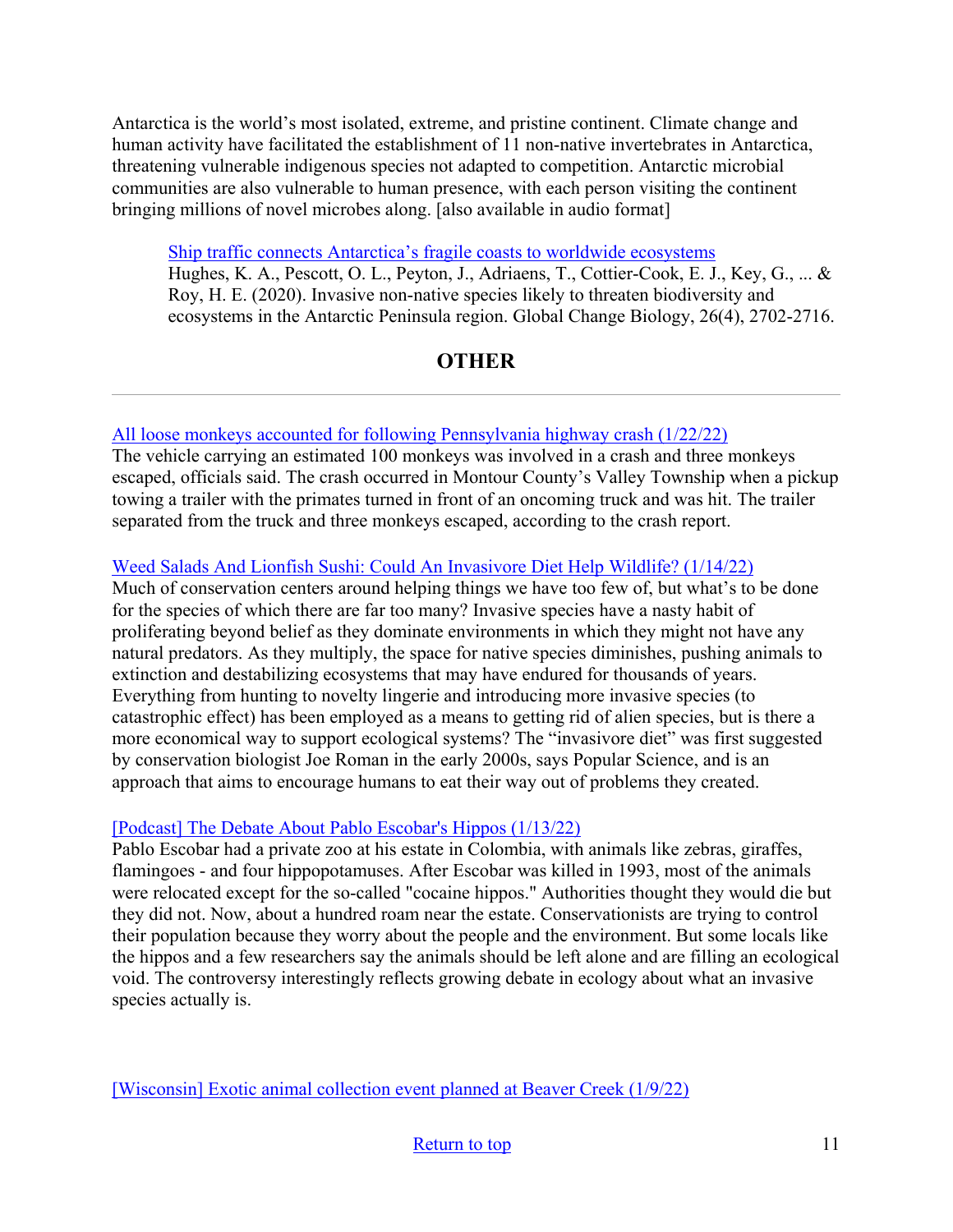Antarctica is the world's most isolated, extreme, and pristine continent. Climate change and human activity have facilitated the establishment of 11 non-native invertebrates in Antarctica, threatening vulnerable indigenous species not adapted to competition. Antarctic microbial communities are also vulnerable to human presence, with each person visiting the continent bringing millions of novel microbes along. [also available in audio format]

> Ship traffic connects Antarctica's fragile coasts to worldwide ecosystems
> Hughes, K. A., Pescott, O. L., Peyton, J., Adriaens, T., Cottier-Cook, E. J., Key, G., ... & Roy, H. E. (2020). Invasive non-native species likely to threaten biodiversity and ecosystems in the Antarctic Peninsula region. Global Change Biology, 26(4), 2702-2716.

## OTHER

---

All loose monkeys accounted for following Pennsylvania highway crash (1/22/22)
The vehicle carrying an estimated 100 monkeys was involved in a crash and three monkeys escaped, officials said. The crash occurred in Montour County's Valley Township when a pickup towing a trailer with the primates turned in front of an oncoming truck and was hit. The trailer separated from the truck and three monkeys escaped, according to the crash report.

Weed Salads And Lionfish Sushi: Could An Invasivore Diet Help Wildlife? (1/14/22)
Much of conservation centers around helping things we have too few of, but what's to be done for the species of which there are far too many? Invasive species have a nasty habit of proliferating beyond belief as they dominate environments in which they might not have any natural predators. As they multiply, the space for native species diminishes, pushing animals to extinction and destabilizing ecosystems that may have endured for thousands of years. Everything from hunting to novelty lingerie and introducing more invasive species (to catastrophic effect) has been employed as a means to getting rid of alien species, but is there a more economical way to support ecological systems? The "invasivore diet" was first suggested by conservation biologist Joe Roman in the early 2000s, says Popular Science, and is an approach that aims to encourage humans to eat their way out of problems they created.

[Podcast] The Debate About Pablo Escobar's Hippos (1/13/22)
Pablo Escobar had a private zoo at his estate in Colombia, with animals like zebras, giraffes, flamingoes - and four hippopotamuses. After Escobar was killed in 1993, most of the animals were relocated except for the so-called "cocaine hippos." Authorities thought they would die but they did not. Now, about a hundred roam near the estate. Conservationists are trying to control their population because they worry about the people and the environment. But some locals like the hippos and a few researchers say the animals should be left alone and are filling an ecological void. The controversy interestingly reflects growing debate in ecology about what an invasive species actually is.

[Wisconsin] Exotic animal collection event planned at Beaver Creek (1/9/22)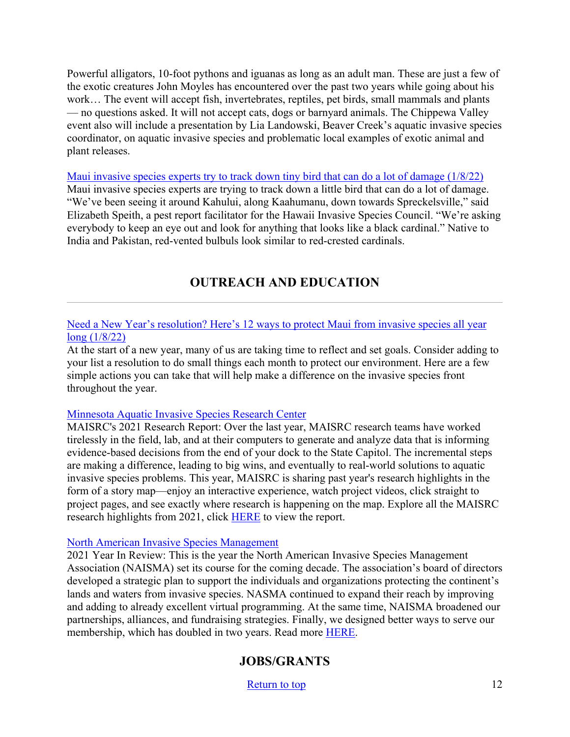Powerful alligators, 10-foot pythons and iguanas as long as an adult man. These are just a few of the exotic creatures John Moyles has encountered over the past two years while going about his work… The event will accept fish, invertebrates, reptiles, pet birds, small mammals and plants — no questions asked. It will not accept cats, dogs or barnyard animals. The Chippewa Valley event also will include a presentation by Lia Landowski, Beaver Creek's aquatic invasive species coordinator, on aquatic invasive species and problematic local examples of exotic animal and plant releases.

[Maui invasive species experts try to track down tiny bird that can do a lot of damage (1/8/22)]
Maui invasive species experts are trying to track down a little bird that can do a lot of damage. "We've been seeing it around Kahului, along Kaahumanu, down towards Spreckelsville," said Elizabeth Speith, a pest report facilitator for the Hawaii Invasive Species Council. "We're asking everybody to keep an eye out and look for anything that looks like a black cardinal." Native to India and Pakistan, red-vented bulbuls look similar to red-crested cardinals.

## OUTREACH AND EDUCATION

---

[Need a New Year's resolution? Here's 12 ways to protect Maui from invasive species all year long (1/8/22)]
At the start of a new year, many of us are taking time to reflect and set goals. Consider adding to your list a resolution to do small things each month to protect our environment. Here are a few simple actions you can take that will help make a difference on the invasive species front throughout the year.

[Minnesota Aquatic Invasive Species Research Center]
MAISRC's 2021 Research Report: Over the last year, MAISRC research teams have worked tirelessly in the field, lab, and at their computers to generate and analyze data that is informing evidence-based decisions from the end of your dock to the State Capitol. The incremental steps are making a difference, leading to big wins, and eventually to real-world solutions to aquatic invasive species problems. This year, MAISRC is sharing past year's research highlights in the form of a story map—enjoy an interactive experience, watch project videos, click straight to project pages, and see exactly where research is happening on the map. Explore all the MAISRC research highlights from 2021, click HERE to view the report.

[North American Invasive Species Management]
2021 Year In Review: This is the year the North American Invasive Species Management Association (NAISMA) set its course for the coming decade. The association's board of directors developed a strategic plan to support the individuals and organizations protecting the continent's lands and waters from invasive species. NASMA continued to expand their reach by improving and adding to already excellent virtual programming. At the same time, NAISMA broadened our partnerships, alliances, and fundraising strategies. Finally, we designed better ways to serve our membership, which has doubled in two years. Read more HERE.

## JOBS/GRANTS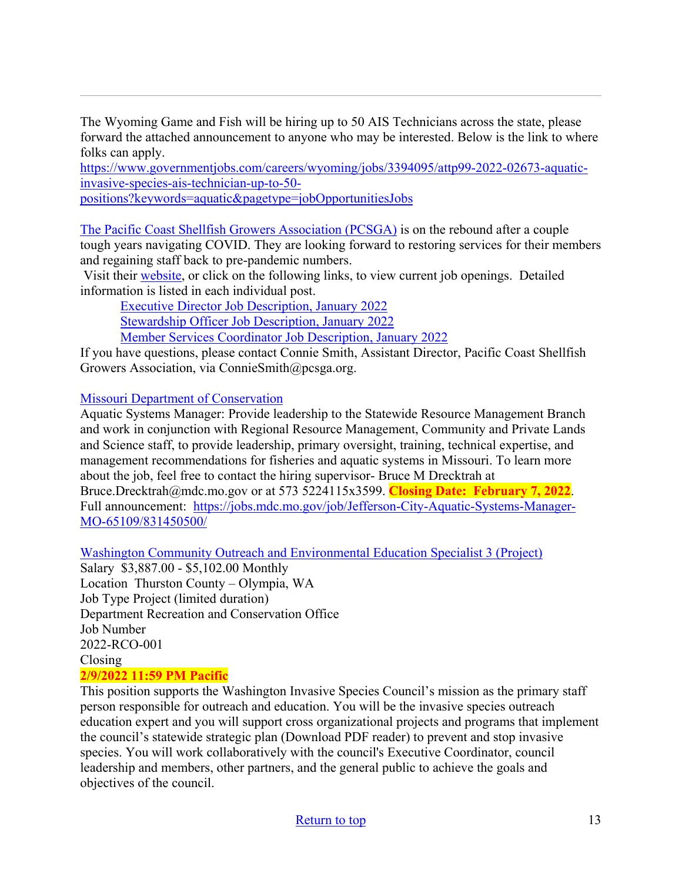---

The Wyoming Game and Fish will be hiring up to 50 AIS Technicians across the state, please forward the attached announcement to anyone who may be interested. Below is the link to where folks can apply.
https://www.governmentjobs.com/careers/wyoming/jobs/3394095/attp99-2022-02673-aquatic-invasive-species-ais-technician-up-to-50-positions?keywords=aquatic&pagetype=jobOpportunitiesJobs

The Pacific Coast Shellfish Growers Association (PCSGA) is on the rebound after a couple tough years navigating COVID. They are looking forward to restoring services for their members and regaining staff back to pre-pandemic numbers.
Visit their website, or click on the following links, to view current job openings. Detailed information is listed in each individual post.

- Executive Director Job Description, January 2022
- Stewardship Officer Job Description, January 2022
- Member Services Coordinator Job Description, January 2022

If you have questions, please contact Connie Smith, Assistant Director, Pacific Coast Shellfish Growers Association, via ConnieSmith@pcsga.org.

Missouri Department of Conservation
Aquatic Systems Manager: Provide leadership to the Statewide Resource Management Branch and work in conjunction with Regional Resource Management, Community and Private Lands and Science staff, to provide leadership, primary oversight, training, technical expertise, and management recommendations for fisheries and aquatic systems in Missouri. To learn more about the job, feel free to contact the hiring supervisor- Bruce M Drecktrah at Bruce.Drecktrah@mdc.mo.gov or at 573 5224115x3599. **Closing Date: February 7, 2022**.
Full announcement: https://jobs.mdc.mo.gov/job/Jefferson-City-Aquatic-Systems-Manager-MO-65109/831450500/

Washington Community Outreach and Environmental Education Specialist 3 (Project)
Salary $3,887.00 - $5,102.00 Monthly
Location Thurston County – Olympia, WA
Job Type Project (limited duration)
Department Recreation and Conservation Office
Job Number
2022-RCO-001
Closing
**2/9/2022 11:59 PM Pacific**
This position supports the Washington Invasive Species Council's mission as the primary staff person responsible for outreach and education. You will be the invasive species outreach education expert and you will support cross organizational projects and programs that implement the council's statewide strategic plan (Download PDF reader) to prevent and stop invasive species. You will work collaboratively with the council's Executive Coordinator, council leadership and members, other partners, and the general public to achieve the goals and objectives of the council.

Return to top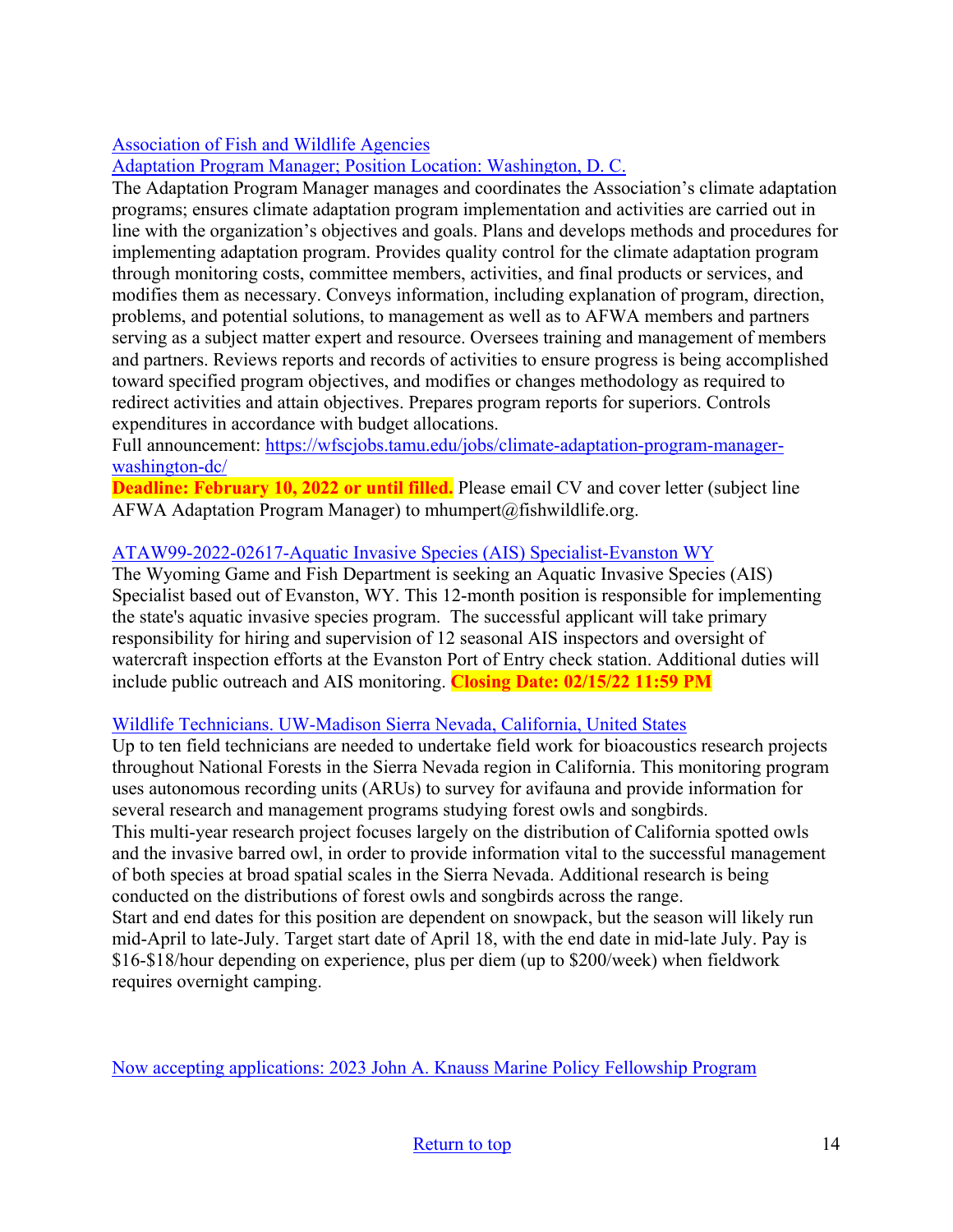[Association of Fish and Wildlife Agencies](#)
[Adaptation Program Manager; Position Location: Washington, D. C.](#)
The Adaptation Program Manager manages and coordinates the Association's climate adaptation programs; ensures climate adaptation program implementation and activities are carried out in line with the organization's objectives and goals. Plans and develops methods and procedures for implementing adaptation program. Provides quality control for the climate adaptation program through monitoring costs, committee members, activities, and final products or services, and modifies them as necessary. Conveys information, including explanation of program, direction, problems, and potential solutions, to management as well as to AFWA members and partners serving as a subject matter expert and resource. Oversees training and management of members and partners. Reviews reports and records of activities to ensure progress is being accomplished toward specified program objectives, and modifies or changes methodology as required to redirect activities and attain objectives. Prepares program reports for superiors. Controls expenditures in accordance with budget allocations.
Full announcement: [https://wfscjobs.tamu.edu/jobs/climate-adaptation-program-manager-washington-dc/](https://wfscjobs.tamu.edu/jobs/climate-adaptation-program-manager-washington-dc/)
**Deadline: February 10, 2022 or until filled.** Please email CV and cover letter (subject line AFWA Adaptation Program Manager) to mhumpert@fishwildlife.org.

[ATAW99-2022-02617-Aquatic Invasive Species (AIS) Specialist-Evanston WY](#)
The Wyoming Game and Fish Department is seeking an Aquatic Invasive Species (AIS) Specialist based out of Evanston, WY. This 12-month position is responsible for implementing the state's aquatic invasive species program. The successful applicant will take primary responsibility for hiring and supervision of 12 seasonal AIS inspectors and oversight of watercraft inspection efforts at the Evanston Port of Entry check station. Additional duties will include public outreach and AIS monitoring. **Closing Date: 02/15/22 11:59 PM**

[Wildlife Technicians. UW-Madison Sierra Nevada, California, United States](#)
Up to ten field technicians are needed to undertake field work for bioacoustics research projects throughout National Forests in the Sierra Nevada region in California. This monitoring program uses autonomous recording units (ARUs) to survey for avifauna and provide information for several research and management programs studying forest owls and songbirds.
This multi-year research project focuses largely on the distribution of California spotted owls and the invasive barred owl, in order to provide information vital to the successful management of both species at broad spatial scales in the Sierra Nevada. Additional research is being conducted on the distributions of forest owls and songbirds across the range.
Start and end dates for this position are dependent on snowpack, but the season will likely run mid-April to late-July. Target start date of April 18, with the end date in mid-late July. Pay is $16-$18/hour depending on experience, plus per diem (up to $200/week) when fieldwork requires overnight camping.

[Now accepting applications: 2023 John A. Knauss Marine Policy Fellowship Program](#)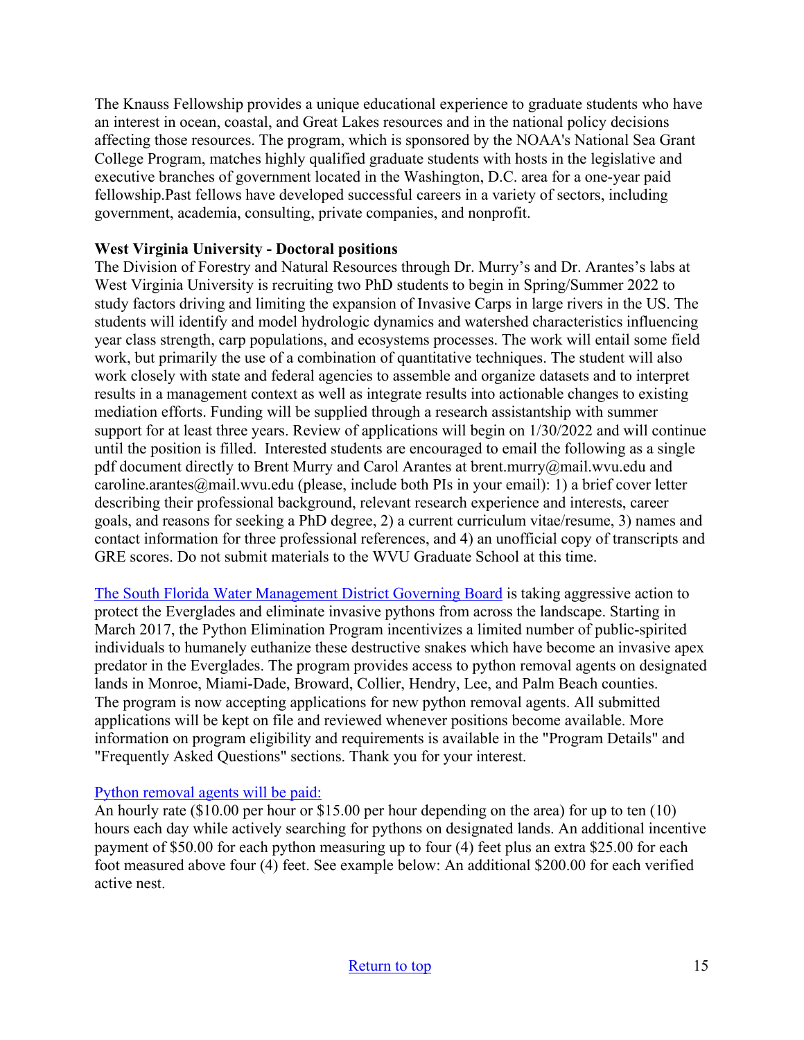The Knauss Fellowship provides a unique educational experience to graduate students who have an interest in ocean, coastal, and Great Lakes resources and in the national policy decisions affecting those resources. The program, which is sponsored by the NOAA's National Sea Grant College Program, matches highly qualified graduate students with hosts in the legislative and executive branches of government located in the Washington, D.C. area for a one-year paid fellowship.Past fellows have developed successful careers in a variety of sectors, including government, academia, consulting, private companies, and nonprofit.

**West Virginia University - Doctoral positions**

The Division of Forestry and Natural Resources through Dr. Murry's and Dr. Arantes's labs at West Virginia University is recruiting two PhD students to begin in Spring/Summer 2022 to study factors driving and limiting the expansion of Invasive Carps in large rivers in the US. The students will identify and model hydrologic dynamics and watershed characteristics influencing year class strength, carp populations, and ecosystems processes. The work will entail some field work, but primarily the use of a combination of quantitative techniques. The student will also work closely with state and federal agencies to assemble and organize datasets and to interpret results in a management context as well as integrate results into actionable changes to existing mediation efforts. Funding will be supplied through a research assistantship with summer support for at least three years. Review of applications will begin on 1/30/2022 and will continue until the position is filled. Interested students are encouraged to email the following as a single pdf document directly to Brent Murry and Carol Arantes at brent.murry@mail.wvu.edu and caroline.arantes@mail.wvu.edu (please, include both PIs in your email): 1) a brief cover letter describing their professional background, relevant research experience and interests, career goals, and reasons for seeking a PhD degree, 2) a current curriculum vitae/resume, 3) names and contact information for three professional references, and 4) an unofficial copy of transcripts and GRE scores. Do not submit materials to the WVU Graduate School at this time.

The South Florida Water Management District Governing Board is taking aggressive action to protect the Everglades and eliminate invasive pythons from across the landscape. Starting in March 2017, the Python Elimination Program incentivizes a limited number of public-spirited individuals to humanely euthanize these destructive snakes which have become an invasive apex predator in the Everglades. The program provides access to python removal agents on designated lands in Monroe, Miami-Dade, Broward, Collier, Hendry, Lee, and Palm Beach counties. The program is now accepting applications for new python removal agents. All submitted applications will be kept on file and reviewed whenever positions become available. More information on program eligibility and requirements is available in the "Program Details" and "Frequently Asked Questions" sections. Thank you for your interest.

Python removal agents will be paid:

An hourly rate ($10.00 per hour or $15.00 per hour depending on the area) for up to ten (10) hours each day while actively searching for pythons on designated lands. An additional incentive payment of $50.00 for each python measuring up to four (4) feet plus an extra $25.00 for each foot measured above four (4) feet. See example below: An additional $200.00 for each verified active nest.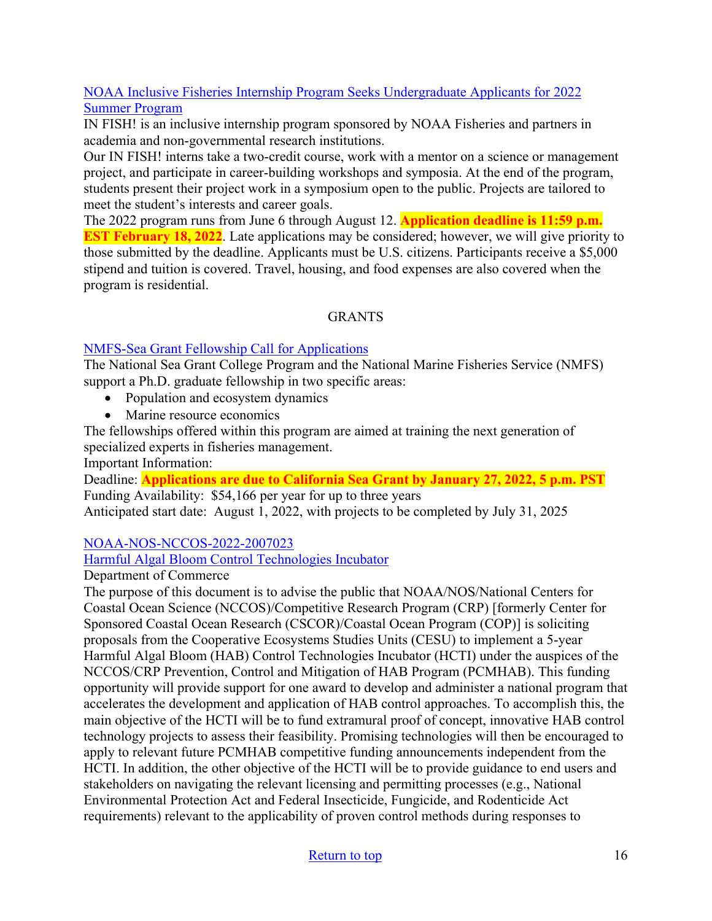[NOAA Inclusive Fisheries Internship Program Seeks Undergraduate Applicants for 2022 Summer Program]

IN FISH! is an inclusive internship program sponsored by NOAA Fisheries and partners in academia and non-governmental research institutions.

Our IN FISH! interns take a two-credit course, work with a mentor on a science or management project, and participate in career-building workshops and symposia. At the end of the program, students present their project work in a symposium open to the public. Projects are tailored to meet the student's interests and career goals.

The 2022 program runs from June 6 through August 12. **Application deadline is 11:59 p.m. EST February 18, 2022**. Late applications may be considered; however, we will give priority to those submitted by the deadline. Applicants must be U.S. citizens. Participants receive a $5,000 stipend and tuition is covered. Travel, housing, and food expenses are also covered when the program is residential.

## GRANTS

[NMFS-Sea Grant Fellowship Call for Applications]

The National Sea Grant College Program and the National Marine Fisheries Service (NMFS) support a Ph.D. graduate fellowship in two specific areas:

- Population and ecosystem dynamics
- Marine resource economics

The fellowships offered within this program are aimed at training the next generation of specialized experts in fisheries management.

Important Information:

Deadline: **Applications are due to California Sea Grant by January 27, 2022, 5 p.m. PST**

Funding Availability: $54,166 per year for up to three years

Anticipated start date: August 1, 2022, with projects to be completed by July 31, 2025

[NOAA-NOS-NCCOS-2022-2007023]

[Harmful Algal Bloom Control Technologies Incubator]

Department of Commerce

The purpose of this document is to advise the public that NOAA/NOS/National Centers for Coastal Ocean Science (NCCOS)/Competitive Research Program (CRP) [formerly Center for Sponsored Coastal Ocean Research (CSCOR)/Coastal Ocean Program (COP)] is soliciting proposals from the Cooperative Ecosystems Studies Units (CESU) to implement a 5-year Harmful Algal Bloom (HAB) Control Technologies Incubator (HCTI) under the auspices of the NCCOS/CRP Prevention, Control and Mitigation of HAB Program (PCMHAB). This funding opportunity will provide support for one award to develop and administer a national program that accelerates the development and application of HAB control approaches. To accomplish this, the main objective of the HCTI will be to fund extramural proof of concept, innovative HAB control technology projects to assess their feasibility. Promising technologies will then be encouraged to apply to relevant future PCMHAB competitive funding announcements independent from the HCTI. In addition, the other objective of the HCTI will be to provide guidance to end users and stakeholders on navigating the relevant licensing and permitting processes (e.g., National Environmental Protection Act and Federal Insecticide, Fungicide, and Rodenticide Act requirements) relevant to the applicability of proven control methods during responses to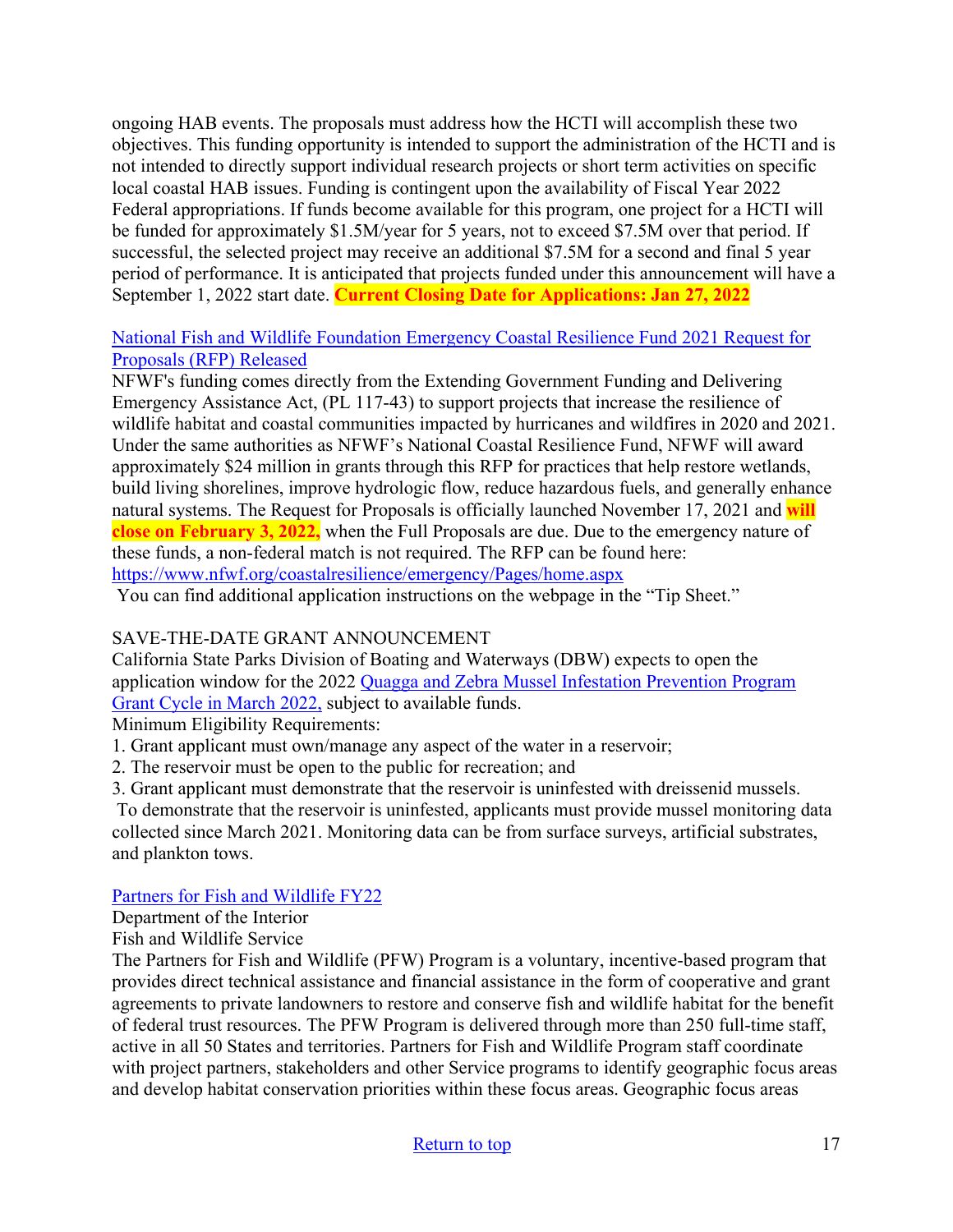ongoing HAB events. The proposals must address how the HCTI will accomplish these two objectives. This funding opportunity is intended to support the administration of the HCTI and is not intended to directly support individual research projects or short term activities on specific local coastal HAB issues. Funding is contingent upon the availability of Fiscal Year 2022 Federal appropriations. If funds become available for this program, one project for a HCTI will be funded for approximately $1.5M/year for 5 years, not to exceed $7.5M over that period. If successful, the selected project may receive an additional $7.5M for a second and final 5 year period of performance. It is anticipated that projects funded under this announcement will have a September 1, 2022 start date. **Current Closing Date for Applications: Jan 27, 2022**

[National Fish and Wildlife Foundation Emergency Coastal Resilience Fund 2021 Request for Proposals (RFP) Released](https://www.nfwf.org/coastalresilience/emergency/Pages/home.aspx)

NFWF's funding comes directly from the Extending Government Funding and Delivering Emergency Assistance Act, (PL 117-43) to support projects that increase the resilience of wildlife habitat and coastal communities impacted by hurricanes and wildfires in 2020 and 2021. Under the same authorities as NFWF's National Coastal Resilience Fund, NFWF will award approximately $24 million in grants through this RFP for practices that help restore wetlands, build living shorelines, improve hydrologic flow, reduce hazardous fuels, and generally enhance natural systems. The Request for Proposals is officially launched November 17, 2021 and **will close on February 3, 2022,** when the Full Proposals are due. Due to the emergency nature of these funds, a non-federal match is not required. The RFP can be found here: https://www.nfwf.org/coastalresilience/emergency/Pages/home.aspx

You can find additional application instructions on the webpage in the "Tip Sheet."

SAVE-THE-DATE GRANT ANNOUNCEMENT

California State Parks Division of Boating and Waterways (DBW) expects to open the application window for the 2022 Quagga and Zebra Mussel Infestation Prevention Program Grant Cycle in March 2022, subject to available funds.

Minimum Eligibility Requirements:

1. Grant applicant must own/manage any aspect of the water in a reservoir;
2. The reservoir must be open to the public for recreation; and
3. Grant applicant must demonstrate that the reservoir is uninfested with dreissenid mussels.

To demonstrate that the reservoir is uninfested, applicants must provide mussel monitoring data collected since March 2021. Monitoring data can be from surface surveys, artificial substrates, and plankton tows.

Partners for Fish and Wildlife FY22

Department of the Interior

Fish and Wildlife Service

The Partners for Fish and Wildlife (PFW) Program is a voluntary, incentive-based program that provides direct technical assistance and financial assistance in the form of cooperative and grant agreements to private landowners to restore and conserve fish and wildlife habitat for the benefit of federal trust resources. The PFW Program is delivered through more than 250 full-time staff, active in all 50 States and territories. Partners for Fish and Wildlife Program staff coordinate with project partners, stakeholders and other Service programs to identify geographic focus areas and develop habitat conservation priorities within these focus areas. Geographic focus areas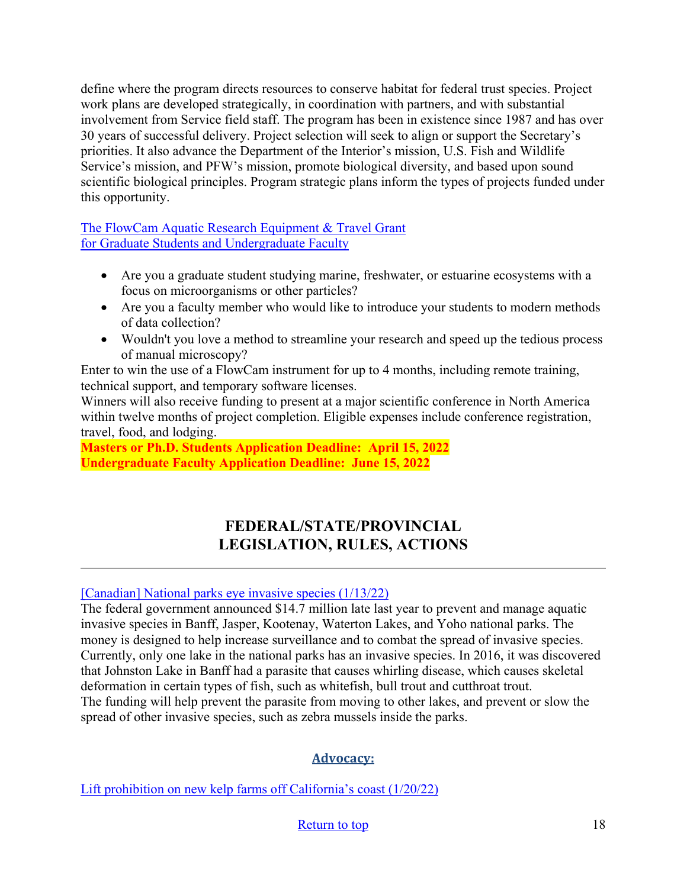define where the program directs resources to conserve habitat for federal trust species. Project work plans are developed strategically, in coordination with partners, and with substantial involvement from Service field staff. The program has been in existence since 1987 and has over 30 years of successful delivery. Project selection will seek to align or support the Secretary's priorities. It also advance the Department of the Interior's mission, U.S. Fish and Wildlife Service's mission, and PFW's mission, promote biological diversity, and based upon sound scientific biological principles. Program strategic plans inform the types of projects funded under this opportunity.

The FlowCam Aquatic Research Equipment & Travel Grant
for Graduate Students and Undergraduate Faculty

- Are you a graduate student studying marine, freshwater, or estuarine ecosystems with a focus on microorganisms or other particles?
- Are you a faculty member who would like to introduce your students to modern methods of data collection?
- Wouldn't you love a method to streamline your research and speed up the tedious process of manual microscopy?

Enter to win the use of a FlowCam instrument for up to 4 months, including remote training, technical support, and temporary software licenses.
Winners will also receive funding to present at a major scientific conference in North America within twelve months of project completion. Eligible expenses include conference registration, travel, food, and lodging.
**Masters or Ph.D. Students Application Deadline: April 15, 2022**
**Undergraduate Faculty Application Deadline: June 15, 2022**

## FEDERAL/STATE/PROVINCIAL LEGISLATION, RULES, ACTIONS

---

[Canadian] National parks eye invasive species (1/13/22)
The federal government announced $14.7 million late last year to prevent and manage aquatic invasive species in Banff, Jasper, Kootenay, Waterton Lakes, and Yoho national parks. The money is designed to help increase surveillance and to combat the spread of invasive species. Currently, only one lake in the national parks has an invasive species. In 2016, it was discovered that Johnston Lake in Banff had a parasite that causes whirling disease, which causes skeletal deformation in certain types of fish, such as whitefish, bull trout and cutthroat trout.
The funding will help prevent the parasite from moving to other lakes, and prevent or slow the spread of other invasive species, such as zebra mussels inside the parks.

### Advocacy:

Lift prohibition on new kelp farms off California's coast (1/20/22)

Return to top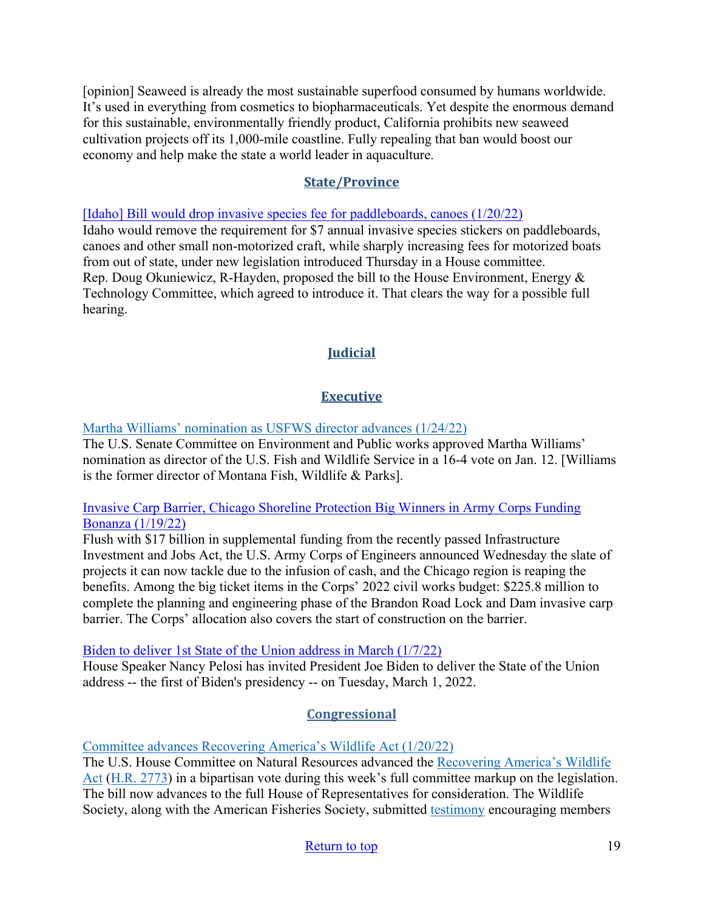[opinion] Seaweed is already the most sustainable superfood consumed by humans worldwide. It's used in everything from cosmetics to biopharmaceuticals. Yet despite the enormous demand for this sustainable, environmentally friendly product, California prohibits new seaweed cultivation projects off its 1,000-mile coastline. Fully repealing that ban would boost our economy and help make the state a world leader in aquaculture.

## State/Province

[Idaho] Bill would drop invasive species fee for paddleboards, canoes (1/20/22)
Idaho would remove the requirement for $7 annual invasive species stickers on paddleboards, canoes and other small non-motorized craft, while sharply increasing fees for motorized boats from out of state, under new legislation introduced Thursday in a House committee. Rep. Doug Okuniewicz, R-Hayden, proposed the bill to the House Environment, Energy & Technology Committee, which agreed to introduce it. That clears the way for a possible full hearing.

## Judicial

## Executive

Martha Williams' nomination as USFWS director advances (1/24/22)
The U.S. Senate Committee on Environment and Public works approved Martha Williams' nomination as director of the U.S. Fish and Wildlife Service in a 16-4 vote on Jan. 12. [Williams is the former director of Montana Fish, Wildlife & Parks].

Invasive Carp Barrier, Chicago Shoreline Protection Big Winners in Army Corps Funding Bonanza (1/19/22)
Flush with $17 billion in supplemental funding from the recently passed Infrastructure Investment and Jobs Act, the U.S. Army Corps of Engineers announced Wednesday the slate of projects it can now tackle due to the infusion of cash, and the Chicago region is reaping the benefits. Among the big ticket items in the Corps' 2022 civil works budget: $225.8 million to complete the planning and engineering phase of the Brandon Road Lock and Dam invasive carp barrier. The Corps' allocation also covers the start of construction on the barrier.

Biden to deliver 1st State of the Union address in March (1/7/22)
House Speaker Nancy Pelosi has invited President Joe Biden to deliver the State of the Union address -- the first of Biden's presidency -- on Tuesday, March 1, 2022.

## Congressional

Committee advances Recovering America's Wildlife Act (1/20/22)
The U.S. House Committee on Natural Resources advanced the Recovering America's Wildlife Act (H.R. 2773) in a bipartisan vote during this week's full committee markup on the legislation. The bill now advances to the full House of Representatives for consideration. The Wildlife Society, along with the American Fisheries Society, submitted testimony encouraging members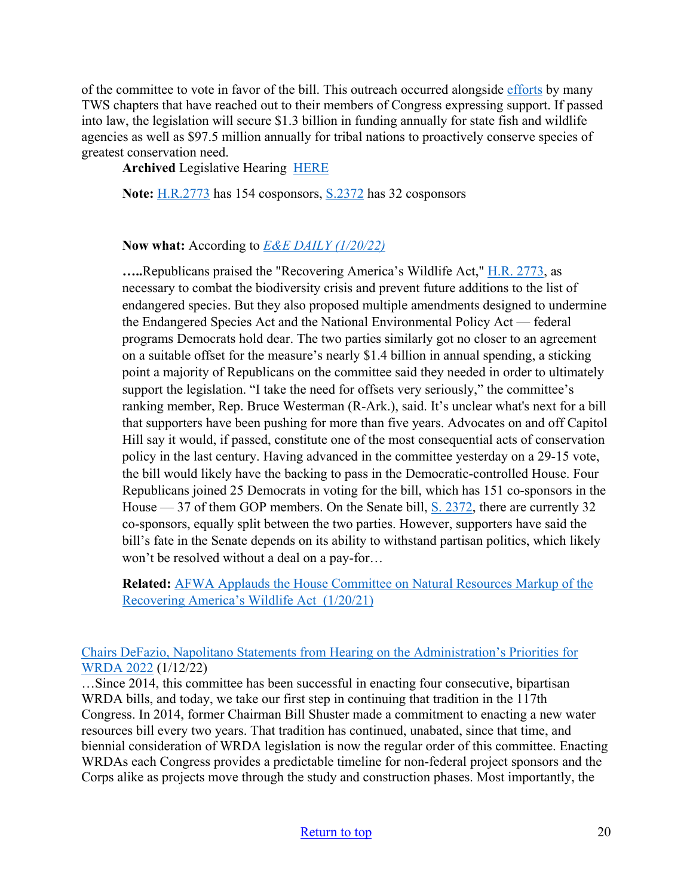of the committee to vote in favor of the bill. This outreach occurred alongside efforts by many TWS chapters that have reached out to their members of Congress expressing support. If passed into law, the legislation will secure $1.3 billion in funding annually for state fish and wildlife agencies as well as $97.5 million annually for tribal nations to proactively conserve species of greatest conservation need.

**Archived** Legislative Hearing HERE

**Note:** H.R.2773 has 154 cosponsors, S.2372 has 32 cosponsors

**Now what:** According to *E&E DAILY (1/20/22)*

**…..**Republicans praised the "Recovering America's Wildlife Act," H.R. 2773, as necessary to combat the biodiversity crisis and prevent future additions to the list of endangered species. But they also proposed multiple amendments designed to undermine the Endangered Species Act and the National Environmental Policy Act — federal programs Democrats hold dear. The two parties similarly got no closer to an agreement on a suitable offset for the measure's nearly $1.4 billion in annual spending, a sticking point a majority of Republicans on the committee said they needed in order to ultimately support the legislation. "I take the need for offsets very seriously," the committee's ranking member, Rep. Bruce Westerman (R-Ark.), said. It's unclear what's next for a bill that supporters have been pushing for more than five years. Advocates on and off Capitol Hill say it would, if passed, constitute one of the most consequential acts of conservation policy in the last century. Having advanced in the committee yesterday on a 29-15 vote, the bill would likely have the backing to pass in the Democratic-controlled House. Four Republicans joined 25 Democrats in voting for the bill, which has 151 co-sponsors in the House — 37 of them GOP members. On the Senate bill, S. 2372, there are currently 32 co-sponsors, equally split between the two parties. However, supporters have said the bill's fate in the Senate depends on its ability to withstand partisan politics, which likely won't be resolved without a deal on a pay-for…

**Related:** AFWA Applauds the House Committee on Natural Resources Markup of the Recovering America's Wildlife Act (1/20/21)

Chairs DeFazio, Napolitano Statements from Hearing on the Administration's Priorities for WRDA 2022 (1/12/22)
…Since 2014, this committee has been successful in enacting four consecutive, bipartisan WRDA bills, and today, we take our first step in continuing that tradition in the 117th Congress. In 2014, former Chairman Bill Shuster made a commitment to enacting a new water resources bill every two years. That tradition has continued, unabated, since that time, and biennial consideration of WRDA legislation is now the regular order of this committee. Enacting WRDAs each Congress provides a predictable timeline for non-federal project sponsors and the Corps alike as projects move through the study and construction phases. Most importantly, the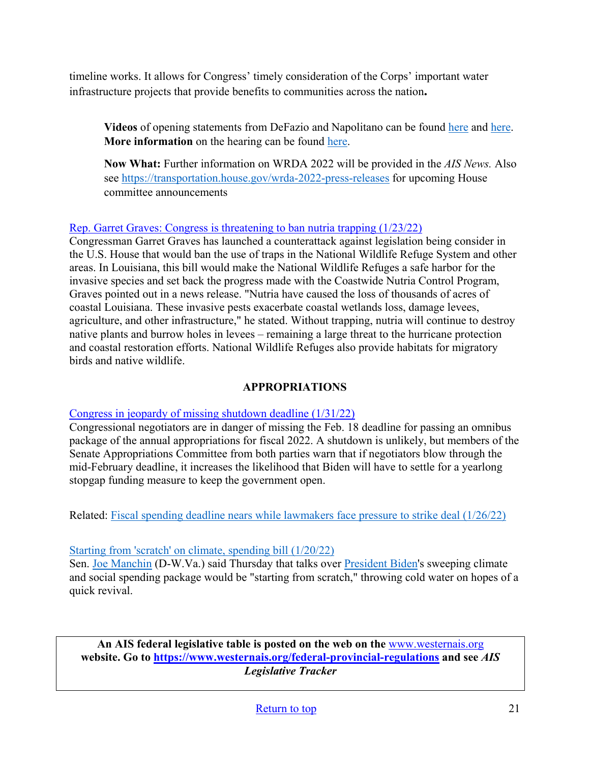timeline works. It allows for Congress' timely consideration of the Corps' important water infrastructure projects that provide benefits to communities across the nation**.**

> **Videos** of opening statements from DeFazio and Napolitano can be found here and here. **More information** on the hearing can be found here.
>
> **Now What:** Further information on WRDA 2022 will be provided in the *AIS News.* Also see https://transportation.house.gov/wrda-2022-press-releases for upcoming House committee announcements

Rep. Garret Graves: Congress is threatening to ban nutria trapping (1/23/22)
Congressman Garret Graves has launched a counterattack against legislation being consider in the U.S. House that would ban the use of traps in the National Wildlife Refuge System and other areas. In Louisiana, this bill would make the National Wildlife Refuges a safe harbor for the invasive species and set back the progress made with the Coastwide Nutria Control Program, Graves pointed out in a news release. "Nutria have caused the loss of thousands of acres of coastal Louisiana. These invasive pests exacerbate coastal wetlands loss, damage levees, agriculture, and other infrastructure," he stated. Without trapping, nutria will continue to destroy native plants and burrow holes in levees – remaining a large threat to the hurricane protection and coastal restoration efforts. National Wildlife Refuges also provide habitats for migratory birds and native wildlife.

## APPROPRIATIONS

Congress in jeopardy of missing shutdown deadline (1/31/22)
Congressional negotiators are in danger of missing the Feb. 18 deadline for passing an omnibus package of the annual appropriations for fiscal 2022. A shutdown is unlikely, but members of the Senate Appropriations Committee from both parties warn that if negotiators blow through the mid-February deadline, it increases the likelihood that Biden will have to settle for a yearlong stopgap funding measure to keep the government open.

Related: Fiscal spending deadline nears while lawmakers face pressure to strike deal (1/26/22)

Starting from 'scratch' on climate, spending bill (1/20/22)
Sen. Joe Manchin (D-W.Va.) said Thursday that talks over President Biden's sweeping climate and social spending package would be "starting from scratch," throwing cold water on hopes of a quick revival.

**An AIS federal legislative table is posted on the web on the** www.westernais.org **website. Go to** **https://www.westernais.org/federal-provincial-regulations** **and see** ***AIS Legislative Tracker***

Return to top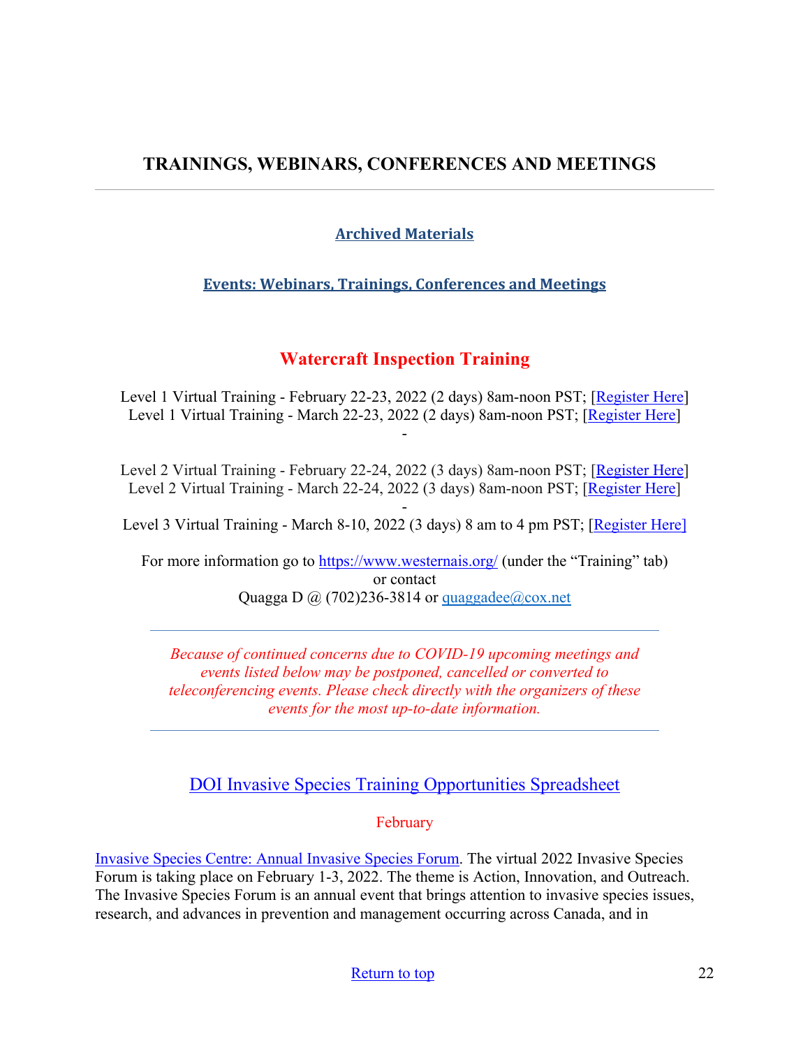## TRAININGS, WEBINARS, CONFERENCES AND MEETINGS

---

**Archived Materials**

**Events: Webinars, Trainings, Conferences and Meetings**

### Watercraft Inspection Training

Level 1 Virtual Training - February 22-23, 2022 (2 days) 8am-noon PST; [Register Here]
Level 1 Virtual Training - March 22-23, 2022 (2 days) 8am-noon PST; [Register Here]
-

Level 2 Virtual Training - February 22-24, 2022 (3 days) 8am-noon PST; [Register Here]
Level 2 Virtual Training - March 22-24, 2022 (3 days) 8am-noon PST; [Register Here]
-
Level 3 Virtual Training - March 8-10, 2022 (3 days) 8 am to 4 pm PST; [Register Here]

For more information go to https://www.westernais.org/ (under the "Training" tab)
or contact
Quagga D @ (702)236-3814 or quaggadee@cox.net

---

*Because of continued concerns due to COVID-19 upcoming meetings and events listed below may be postponed, cancelled or converted to teleconferencing events. Please check directly with the organizers of these events for the most up-to-date information.*

---

DOI Invasive Species Training Opportunities Spreadsheet

February

Invasive Species Centre: Annual Invasive Species Forum. The virtual 2022 Invasive Species Forum is taking place on February 1-3, 2022. The theme is Action, Innovation, and Outreach. The Invasive Species Forum is an annual event that brings attention to invasive species issues, research, and advances in prevention and management occurring across Canada, and in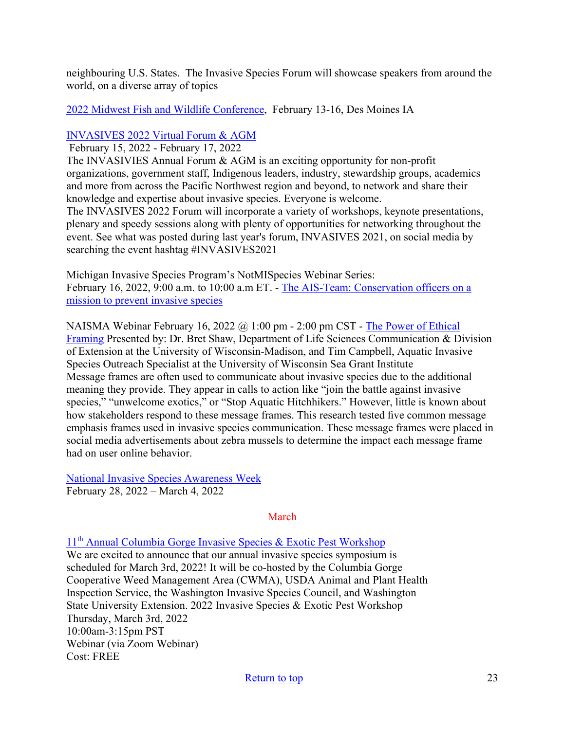neighbouring U.S. States. The Invasive Species Forum will showcase speakers from around the world, on a diverse array of topics

2022 Midwest Fish and Wildlife Conference, February 13-16, Des Moines IA

INVASIVES 2022 Virtual Forum & AGM
February 15, 2022 - February 17, 2022
The INVASIVIES Annual Forum & AGM is an exciting opportunity for non-profit organizations, government staff, Indigenous leaders, industry, stewardship groups, academics and more from across the Pacific Northwest region and beyond, to network and share their knowledge and expertise about invasive species. Everyone is welcome.
The INVASIVES 2022 Forum will incorporate a variety of workshops, keynote presentations, plenary and speedy sessions along with plenty of opportunities for networking throughout the event. See what was posted during last year's forum, INVASIVES 2021, on social media by searching the event hashtag #INVASIVES2021

Michigan Invasive Species Program's NotMISpecies Webinar Series:
February 16, 2022, 9:00 a.m. to 10:00 a.m ET. - The AIS-Team: Conservation officers on a mission to prevent invasive species

NAISMA Webinar February 16, 2022 @ 1:00 pm - 2:00 pm CST - The Power of Ethical Framing Presented by: Dr. Bret Shaw, Department of Life Sciences Communication & Division of Extension at the University of Wisconsin-Madison, and Tim Campbell, Aquatic Invasive Species Outreach Specialist at the University of Wisconsin Sea Grant Institute
Message frames are often used to communicate about invasive species due to the additional meaning they provide. They appear in calls to action like "join the battle against invasive species," "unwelcome exotics," or "Stop Aquatic Hitchhikers." However, little is known about how stakeholders respond to these message frames. This research tested five common message emphasis frames used in invasive species communication. These message frames were placed in social media advertisements about zebra mussels to determine the impact each message frame had on user online behavior.

National Invasive Species Awareness Week
February 28, 2022 – March 4, 2022

## March

11th Annual Columbia Gorge Invasive Species & Exotic Pest Workshop
We are excited to announce that our annual invasive species symposium is scheduled for March 3rd, 2022! It will be co-hosted by the Columbia Gorge Cooperative Weed Management Area (CWMA), USDA Animal and Plant Health Inspection Service, the Washington Invasive Species Council, and Washington State University Extension. 2022 Invasive Species & Exotic Pest Workshop
Thursday, March 3rd, 2022
10:00am-3:15pm PST
Webinar (via Zoom Webinar)
Cost: FREE

Return to top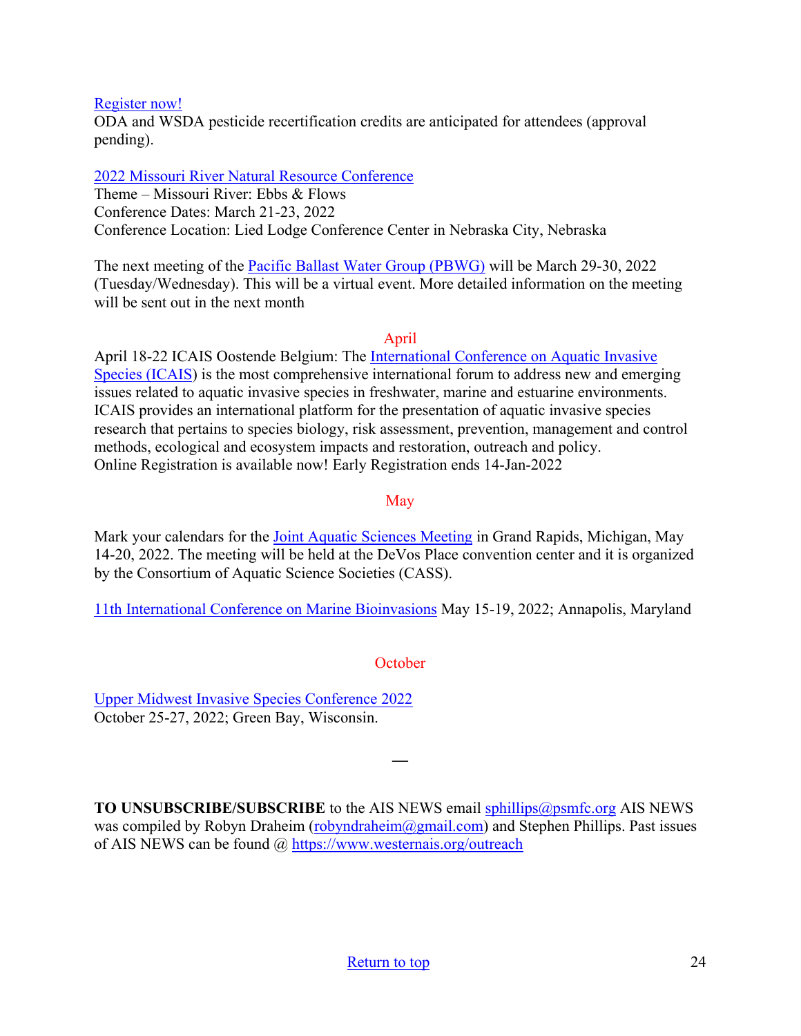Register now!
ODA and WSDA pesticide recertification credits are anticipated for attendees (approval pending).

2022 Missouri River Natural Resource Conference
Theme – Missouri River: Ebbs & Flows
Conference Dates: March 21-23, 2022
Conference Location: Lied Lodge Conference Center in Nebraska City, Nebraska

The next meeting of the Pacific Ballast Water Group (PBWG) will be March 29-30, 2022 (Tuesday/Wednesday). This will be a virtual event. More detailed information on the meeting will be sent out in the next month

### April

April 18-22 ICAIS Oostende Belgium: The International Conference on Aquatic Invasive Species (ICAIS) is the most comprehensive international forum to address new and emerging issues related to aquatic invasive species in freshwater, marine and estuarine environments. ICAIS provides an international platform for the presentation of aquatic invasive species research that pertains to species biology, risk assessment, prevention, management and control methods, ecological and ecosystem impacts and restoration, outreach and policy.
Online Registration is available now! Early Registration ends 14-Jan-2022

### May

Mark your calendars for the Joint Aquatic Sciences Meeting in Grand Rapids, Michigan, May 14-20, 2022. The meeting will be held at the DeVos Place convention center and it is organized by the Consortium of Aquatic Science Societies (CASS).

11th International Conference on Marine Bioinvasions May 15-19, 2022; Annapolis, Maryland

### October

Upper Midwest Invasive Species Conference 2022
October 25-27, 2022; Green Bay, Wisconsin.

—

**TO UNSUBSCRIBE/SUBSCRIBE** to the AIS NEWS email sphillips@psmfc.org AIS NEWS was compiled by Robyn Draheim (robyndraheim@gmail.com) and Stephen Phillips. Past issues of AIS NEWS can be found @ https://www.westernais.org/outreach

Return to top